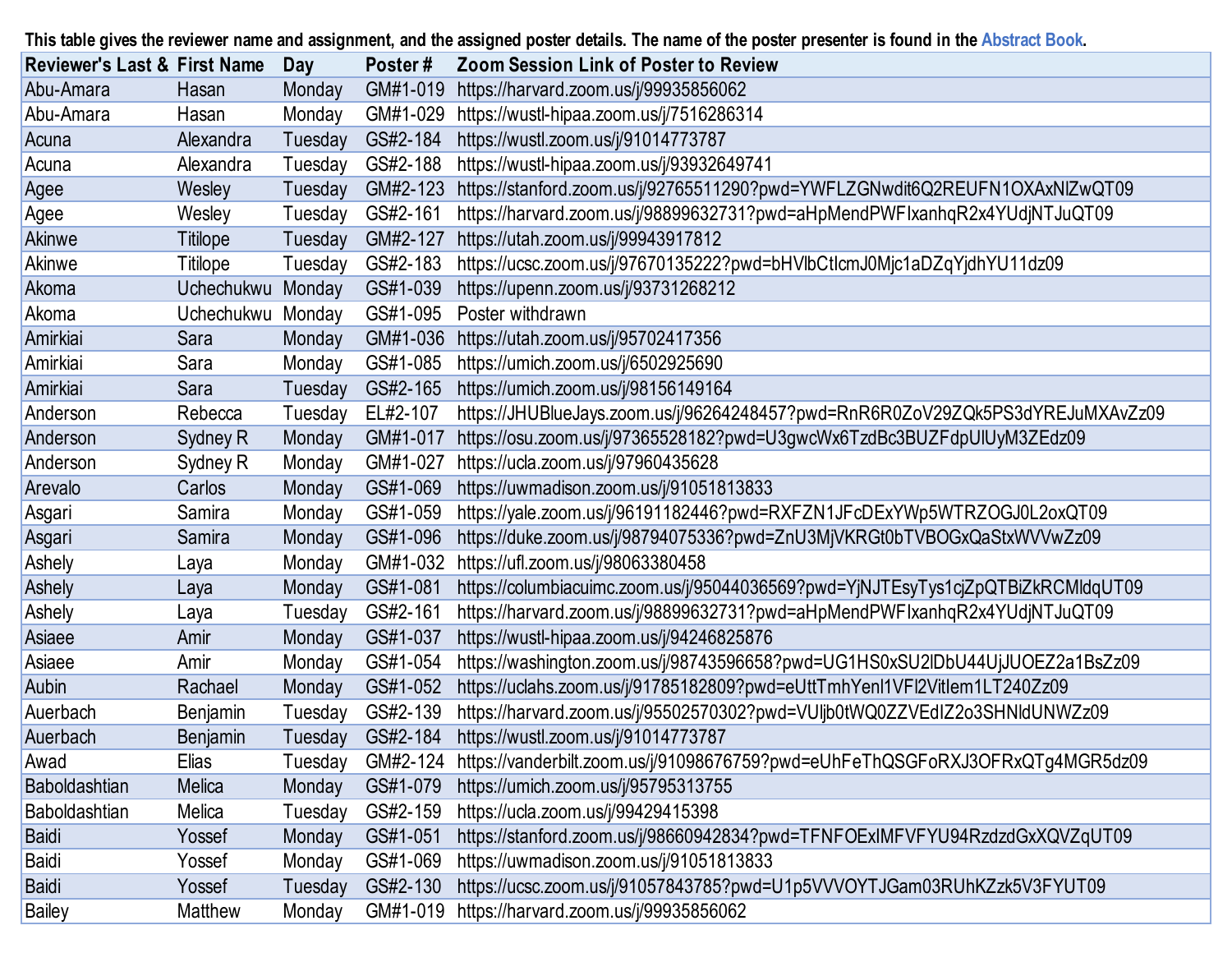This table gives the reviewer name and assignment, and the assigned poster details. The name of the poster presenter is found in the Abstract Book.

| Reviewer's Last & | First Name | Day | Poster # | Zoom Session Link of Poster to Review |
|---|---|---|---|---|
| Abu-Amara | Hasan | Monday | GM#1-019 | https://harvard.zoom.us/j/99935856062 |
| Abu-Amara | Hasan | Monday | GM#1-029 | https://wustl-hipaa.zoom.us/j/7516286314 |
| Acuna | Alexandra | Tuesday | GS#2-184 | https://wustl.zoom.us/j/91014773787 |
| Acuna | Alexandra | Tuesday | GS#2-188 | https://wustl-hipaa.zoom.us/j/93932649741 |
| Agee | Wesley | Tuesday | GM#2-123 | https://stanford.zoom.us/j/92765511290?pwd=YWFLZGNwdit6Q2REUFN1OXAxNlZwQT09 |
| Agee | Wesley | Tuesday | GS#2-161 | https://harvard.zoom.us/j/98899632731?pwd=aHpMendPWFIxanhqR2x4YUdjNTJuQT09 |
| Akinwe | Titilope | Tuesday | GM#2-127 | https://utah.zoom.us/j/99943917812 |
| Akinwe | Titilope | Tuesday | GS#2-183 | https://ucsc.zoom.us/j/97670135222?pwd=bHVlbCtIcmJ0Mjc1aDZqYjdhYU11dz09 |
| Akoma | Uchechukwu | Monday | GS#1-039 | https://upenn.zoom.us/j/93731268212 |
| Akoma | Uchechukwu | Monday | GS#1-095 | Poster withdrawn |
| Amirkiai | Sara | Monday | GM#1-036 | https://utah.zoom.us/j/95702417356 |
| Amirkiai | Sara | Monday | GS#1-085 | https://umich.zoom.us/j/6502925690 |
| Amirkiai | Sara | Tuesday | GS#2-165 | https://umich.zoom.us/j/98156149164 |
| Anderson | Rebecca | Tuesday | EL#2-107 | https://JHUBlueJays.zoom.us/j/96264248457?pwd=RnR6R0ZoV29ZQk5PS3dYREJuMXAvZz09 |
| Anderson | Sydney R | Monday | GM#1-017 | https://osu.zoom.us/j/97365528182?pwd=U3gwcWx6TzdBc3BUZFdpUlUyM3ZEdz09 |
| Anderson | Sydney R | Monday | GM#1-027 | https://ucla.zoom.us/j/97960435628 |
| Arevalo | Carlos | Monday | GS#1-069 | https://uwmadison.zoom.us/j/91051813833 |
| Asgari | Samira | Monday | GS#1-059 | https://yale.zoom.us/j/96191182446?pwd=RXFZN1JFcDExYWp5WTRZOGJ0L2oxQT09 |
| Asgari | Samira | Monday | GS#1-096 | https://duke.zoom.us/j/98794075336?pwd=ZnU3MjVKRGt0bTVBOGxQaStxWVVwZz09 |
| Ashely | Laya | Monday | GM#1-032 | https://ufl.zoom.us/j/98063380458 |
| Ashely | Laya | Monday | GS#1-081 | https://columbiacuimc.zoom.us/j/95044036569?pwd=YjNJTEsyTys1cjZpQTBiZkRCMldqUT09 |
| Ashely | Laya | Tuesday | GS#2-161 | https://harvard.zoom.us/j/98899632731?pwd=aHpMendPWFIxanhqR2x4YUdjNTJuQT09 |
| Asiaee | Amir | Monday | GS#1-037 | https://wustl-hipaa.zoom.us/j/94246825876 |
| Asiaee | Amir | Monday | GS#1-054 | https://washington.zoom.us/j/98743596658?pwd=UG1HS0xSU2lDbU44UjJUOEZ2a1BsZz09 |
| Aubin | Rachael | Monday | GS#1-052 | https://uclahs.zoom.us/j/91785182809?pwd=eUttTmhYenl1VFl2VitIem1LT240Zz09 |
| Auerbach | Benjamin | Tuesday | GS#2-139 | https://harvard.zoom.us/j/95502570302?pwd=VUljb0tWQ0ZZVEdIZ2o3SHNldUNWZz09 |
| Auerbach | Benjamin | Tuesday | GS#2-184 | https://wustl.zoom.us/j/91014773787 |
| Awad | Elias | Tuesday | GM#2-124 | https://vanderbilt.zoom.us/j/91098676759?pwd=eUhFeThQSGFoRXJ3OFRxQTg4MGR5dz09 |
| Baboldashtian | Melica | Monday | GS#1-079 | https://umich.zoom.us/j/95795313755 |
| Baboldashtian | Melica | Tuesday | GS#2-159 | https://ucla.zoom.us/j/99429415398 |
| Baidi | Yossef | Monday | GS#1-051 | https://stanford.zoom.us/j/98660942834?pwd=TFNFOExIMFVFYU94RzdzdGxXQVZqUT09 |
| Baidi | Yossef | Monday | GS#1-069 | https://uwmadison.zoom.us/j/91051813833 |
| Baidi | Yossef | Tuesday | GS#2-130 | https://ucsc.zoom.us/j/91057843785?pwd=U1p5VVVOYTJGam03RUhKZzk5V3FYUT09 |
| Bailey | Matthew | Monday | GM#1-019 | https://harvard.zoom.us/j/99935856062 |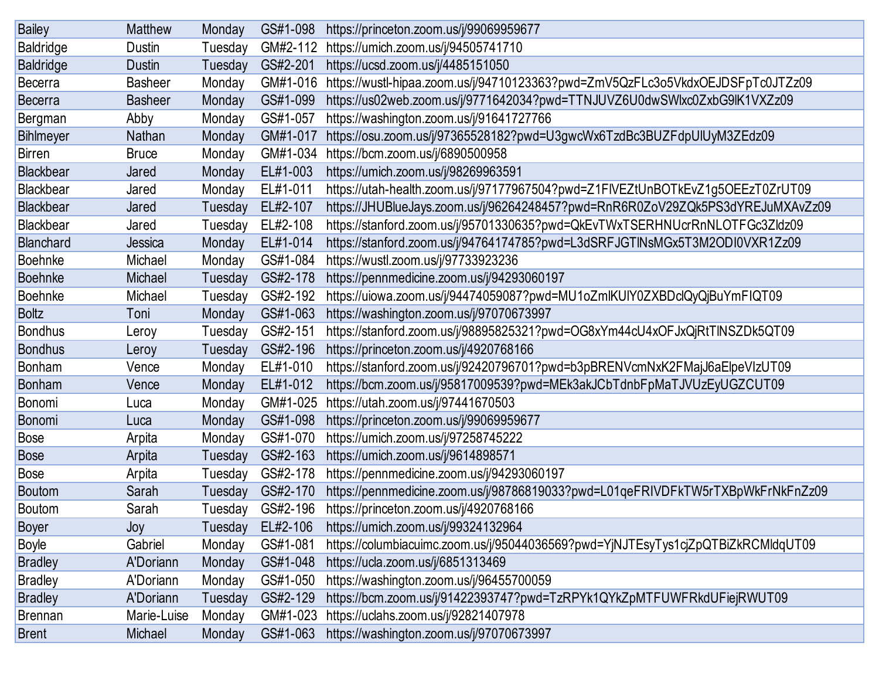| | | | | |
|---|---|---|---|---|
| Bailey | Matthew | Monday | GS#1-098 | https://princeton.zoom.us/j/99069959677 |
| Baldridge | Dustin | Tuesday | GM#2-112 | https://umich.zoom.us/j/94505741710 |
| Baldridge | Dustin | Tuesday | GS#2-201 | https://ucsd.zoom.us/j/4485151050 |
| Becerra | Basheer | Monday | GM#1-016 | https://wustl-hipaa.zoom.us/j/94710123363?pwd=ZmV5QzFLc3o5VkdxOEJDSFpTc0JTZz09 |
| Becerra | Basheer | Monday | GS#1-099 | https://us02web.zoom.us/j/9771642034?pwd=TTNJUVZ6U0dwSWlxc0ZxbG9lK1VXZz09 |
| Bergman | Abby | Monday | GS#1-057 | https://washington.zoom.us/j/91641727766 |
| Bihlmeyer | Nathan | Monday | GM#1-017 | https://osu.zoom.us/j/97365528182?pwd=U3gwcWx6TzdBc3BUZFdpUlUyM3ZEdz09 |
| Birren | Bruce | Monday | GM#1-034 | https://bcm.zoom.us/j/6890500958 |
| Blackbear | Jared | Monday | EL#1-003 | https://umich.zoom.us/j/98269963591 |
| Blackbear | Jared | Monday | EL#1-011 | https://utah-health.zoom.us/j/97177967504?pwd=Z1FlVEZtUnBOTkEvZ1g5OEEzT0ZrUT09 |
| Blackbear | Jared | Tuesday | EL#2-107 | https://JHUBlueJays.zoom.us/j/96264248457?pwd=RnR6R0ZoV29ZQk5PS3dYREJuMXAvZz09 |
| Blackbear | Jared | Tuesday | EL#2-108 | https://stanford.zoom.us/j/95701330635?pwd=QkEvTWxTSERHNUcrRnNLOTFGc3Zldz09 |
| Blanchard | Jessica | Monday | EL#1-014 | https://stanford.zoom.us/j/94764174785?pwd=L3dSRFJGTlNsMGx5T3M2ODI0VXR1Zz09 |
| Boehnke | Michael | Monday | GS#1-084 | https://wustl.zoom.us/j/97733923236 |
| Boehnke | Michael | Tuesday | GS#2-178 | https://pennmedicine.zoom.us/j/94293060197 |
| Boehnke | Michael | Tuesday | GS#2-192 | https://uiowa.zoom.us/j/94474059087?pwd=MU1oZmlKUlY0ZXBDclQyQjBuYmFIQT09 |
| Boltz | Toni | Monday | GS#1-063 | https://washington.zoom.us/j/97070673997 |
| Bondhus | Leroy | Tuesday | GS#2-151 | https://stanford.zoom.us/j/98895825321?pwd=OG8xYm44cU4xOFJxQjRtTlNSZDk5QT09 |
| Bondhus | Leroy | Tuesday | GS#2-196 | https://princeton.zoom.us/j/4920768166 |
| Bonham | Vence | Monday | EL#1-010 | https://stanford.zoom.us/j/92420796701?pwd=b3pBRENVcmNxK2FMajJ6aElpeVlzUT09 |
| Bonham | Vence | Monday | EL#1-012 | https://bcm.zoom.us/j/95817009539?pwd=MEk3akJCbTdnbFpMaTJVUzEyUGZCUT09 |
| Bonomi | Luca | Monday | GM#1-025 | https://utah.zoom.us/j/97441670503 |
| Bonomi | Luca | Monday | GS#1-098 | https://princeton.zoom.us/j/99069959677 |
| Bose | Arpita | Monday | GS#1-070 | https://umich.zoom.us/j/97258745222 |
| Bose | Arpita | Tuesday | GS#2-163 | https://umich.zoom.us/j/9614898571 |
| Bose | Arpita | Tuesday | GS#2-178 | https://pennmedicine.zoom.us/j/94293060197 |
| Boutom | Sarah | Tuesday | GS#2-170 | https://pennmedicine.zoom.us/j/98786819033?pwd=L01qeFRIVDFkTW5rTXBpWkFrNkFnZz09 |
| Boutom | Sarah | Tuesday | GS#2-196 | https://princeton.zoom.us/j/4920768166 |
| Boyer | Joy | Tuesday | EL#2-106 | https://umich.zoom.us/j/99324132964 |
| Boyle | Gabriel | Monday | GS#1-081 | https://columbiacuimc.zoom.us/j/95044036569?pwd=YjNJTEsyTys1cjZpQTBiZkRCMldqUT09 |
| Bradley | A'Doriann | Monday | GS#1-048 | https://ucla.zoom.us/j/6851313469 |
| Bradley | A'Doriann | Monday | GS#1-050 | https://washington.zoom.us/j/96455700059 |
| Bradley | A'Doriann | Tuesday | GS#2-129 | https://bcm.zoom.us/j/91422393747?pwd=TzRPYk1QYkZpMTFUWFRkdUFiejRWUT09 |
| Brennan | Marie-Luise | Monday | GM#1-023 | https://uclahs.zoom.us/j/92821407978 |
| Brent | Michael | Monday | GS#1-063 | https://washington.zoom.us/j/97070673997 |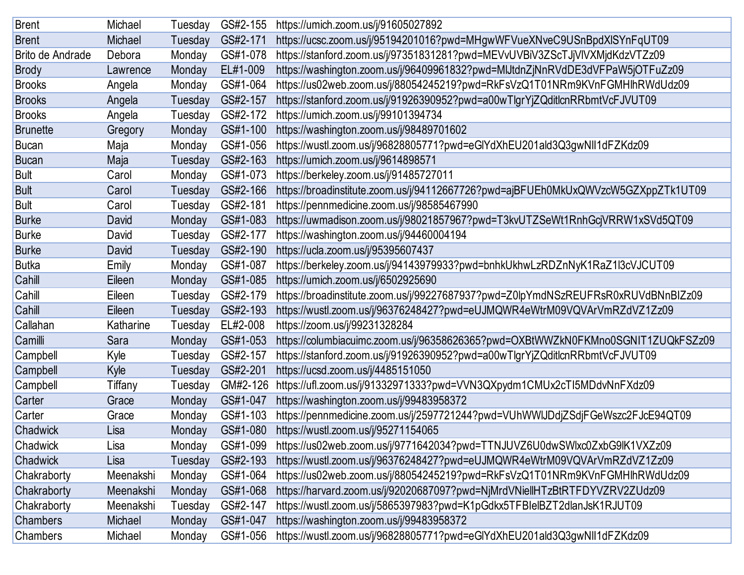| Brent | Michael | Tuesday | GS#2-155 | https://umich.zoom.us/j/91605027892 |
|---|---|---|---|---|
| Brent | Michael | Tuesday | GS#2-171 | https://ucsc.zoom.us/j/95194201016?pwd=MHgwWFVueXNveC9USnBpdXlSYnFqUT09 |
| Brito de Andrade | Debora | Monday | GS#1-078 | https://stanford.zoom.us/j/97351831281?pwd=MEVvUVBiV3ZScTJjVlVXMjdKdzVTZz09 |
| Brody | Lawrence | Monday | EL#1-009 | https://washington.zoom.us/j/96409961832?pwd=MlJtdnZjNnRVdDE3dVFPaW5jOTFuZz09 |
| Brooks | Angela | Monday | GS#1-064 | https://us02web.zoom.us/j/88054245219?pwd=RkFsVzQ1T01NRm9KVnFGMHlhRWdUdz09 |
| Brooks | Angela | Tuesday | GS#2-157 | https://stanford.zoom.us/j/91926390952?pwd=a00wTlgrYjZQditlcnRRbmtVcFJVUT09 |
| Brooks | Angela | Tuesday | GS#2-172 | https://umich.zoom.us/j/99101394734 |
| Brunette | Gregory | Monday | GS#1-100 | https://washington.zoom.us/j/98489701602 |
| Bucan | Maja | Monday | GS#1-056 | https://wustl.zoom.us/j/96828805771?pwd=eGlYdXhEU201ald3Q3gwNll1dFZKdz09 |
| Bucan | Maja | Tuesday | GS#2-163 | https://umich.zoom.us/j/9614898571 |
| Bult | Carol | Monday | GS#1-073 | https://berkeley.zoom.us/j/91485727011 |
| Bult | Carol | Tuesday | GS#2-166 | https://broadinstitute.zoom.us/j/94112667726?pwd=ajBFUEh0MkUxQWVzcW5GZXppZTk1UT09 |
| Bult | Carol | Tuesday | GS#2-181 | https://pennmedicine.zoom.us/j/98585467990 |
| Burke | David | Monday | GS#1-083 | https://uwmadison.zoom.us/j/98021857967?pwd=T3kvUTZSeWt1RnhGcjVRRW1xSVd5QT09 |
| Burke | David | Tuesday | GS#2-177 | https://washington.zoom.us/j/94460004194 |
| Burke | David | Tuesday | GS#2-190 | https://ucla.zoom.us/j/95395607437 |
| Butka | Emily | Monday | GS#1-087 | https://berkeley.zoom.us/j/94143979933?pwd=bnhkUkhwLzRDZnNyK1RaZ1l3cVJCUT09 |
| Cahill | Eileen | Monday | GS#1-085 | https://umich.zoom.us/j/6502925690 |
| Cahill | Eileen | Tuesday | GS#2-179 | https://broadinstitute.zoom.us/j/99227687937?pwd=Z0lpYmdNSzREUFRsR0xRUVdBNnBIZz09 |
| Cahill | Eileen | Tuesday | GS#2-193 | https://wustl.zoom.us/j/96376248427?pwd=eUJMQWR4eWtrM09VQVArVmRZdVZ1Zz09 |
| Callahan | Katharine | Tuesday | EL#2-008 | https://zoom.us/j/99231328284 |
| Camilli | Sara | Monday | GS#1-053 | https://columbiacuimc.zoom.us/j/96358626365?pwd=OXBtWWZkN0FKMno0SGNIT1ZUQkFSZz09 |
| Campbell | Kyle | Tuesday | GS#2-157 | https://stanford.zoom.us/j/91926390952?pwd=a00wTlgrYjZQditlcnRRbmtVcFJVUT09 |
| Campbell | Kyle | Tuesday | GS#2-201 | https://ucsd.zoom.us/j/4485151050 |
| Campbell | Tiffany | Tuesday | GM#2-126 | https://ufl.zoom.us/j/91332971333?pwd=VVN3QXpydm1CMUx2cTI5MDdvNnFXdz09 |
| Carter | Grace | Monday | GS#1-047 | https://washington.zoom.us/j/99483958372 |
| Carter | Grace | Monday | GS#1-103 | https://pennmedicine.zoom.us/j/2597721244?pwd=VUhWWlJDdjZSdjFGeWszc2FJcE94QT09 |
| Chadwick | Lisa | Monday | GS#1-080 | https://wustl.zoom.us/j/95271154065 |
| Chadwick | Lisa | Monday | GS#1-099 | https://us02web.zoom.us/j/9771642034?pwd=TTNJUVZ6U0dwSWlxc0ZxbG9lK1VXZz09 |
| Chadwick | Lisa | Tuesday | GS#2-193 | https://wustl.zoom.us/j/96376248427?pwd=eUJMQWR4eWtrM09VQVArVmRZdVZ1Zz09 |
| Chakraborty | Meenakshi | Monday | GS#1-064 | https://us02web.zoom.us/j/88054245219?pwd=RkFsVzQ1T01NRm9KVnFGMHlhRWdUdz09 |
| Chakraborty | Meenakshi | Monday | GS#1-068 | https://harvard.zoom.us/j/92020687097?pwd=NjMrdVNiellHTzBtRTFDYVZRV2ZUdz09 |
| Chakraborty | Meenakshi | Tuesday | GS#2-147 | https://wustl.zoom.us/j/5865397983?pwd=K1pGdkx5TFBIelBZT2dlanJsK1RJUT09 |
| Chambers | Michael | Monday | GS#1-047 | https://washington.zoom.us/j/99483958372 |
| Chambers | Michael | Monday | GS#1-056 | https://wustl.zoom.us/j/96828805771?pwd=eGlYdXhEU201ald3Q3gwNll1dFZKdz09 |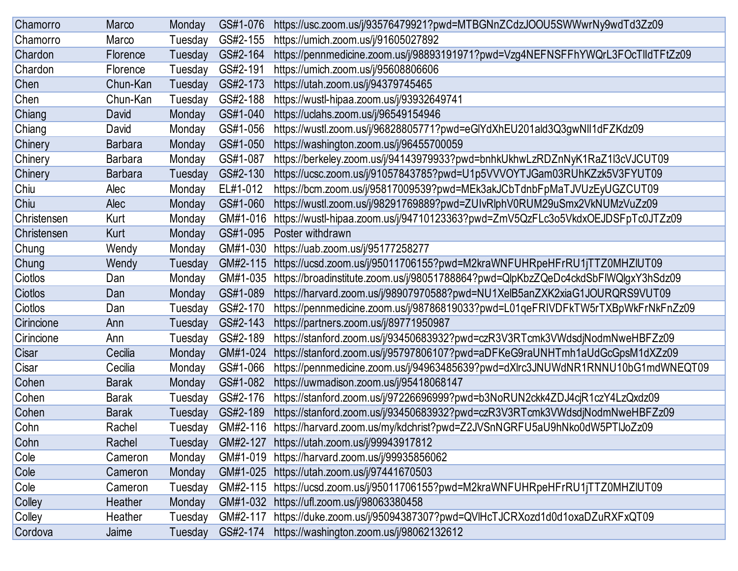| | | | | |
|---|---|---|---|---|
| Chamorro | Marco | Monday | GS#1-076 | https://usc.zoom.us/j/93576479921?pwd=MTBGNnZCdzJOOU5SWWwrNy9wdTd3Zz09 |
| Chamorro | Marco | Tuesday | GS#2-155 | https://umich.zoom.us/j/91605027892 |
| Chardon | Florence | Tuesday | GS#2-164 | https://pennmedicine.zoom.us/j/98893191971?pwd=Vzg4NEFNSFFhYWQrL3FOcTlldTFtZz09 |
| Chardon | Florence | Tuesday | GS#2-191 | https://umich.zoom.us/j/95608806606 |
| Chen | Chun-Kan | Tuesday | GS#2-173 | https://utah.zoom.us/j/94379745465 |
| Chen | Chun-Kan | Tuesday | GS#2-188 | https://wustl-hipaa.zoom.us/j/93932649741 |
| Chiang | David | Monday | GS#1-040 | https://uclahs.zoom.us/j/96549154946 |
| Chiang | David | Monday | GS#1-056 | https://wustl.zoom.us/j/96828805771?pwd=eGlYdXhEU201ald3Q3gwNll1dFZKdz09 |
| Chinery | Barbara | Monday | GS#1-050 | https://washington.zoom.us/j/96455700059 |
| Chinery | Barbara | Monday | GS#1-087 | https://berkeley.zoom.us/j/94143979933?pwd=bnhkUkhwLzRDZnNyK1RaZ1l3cVJCUT09 |
| Chinery | Barbara | Tuesday | GS#2-130 | https://ucsc.zoom.us/j/91057843785?pwd=U1p5VVVOYTJGam03RUhKZzk5V3FYUT09 |
| Chiu | Alec | Monday | EL#1-012 | https://bcm.zoom.us/j/95817009539?pwd=MEk3akJCbTdnbFpMaTJVUzEyUGZCUT09 |
| Chiu | Alec | Monday | GS#1-060 | https://wustl.zoom.us/j/98291769889?pwd=ZUIvRlphV0RUM29uSmx2VkNUMzVuZz09 |
| Christensen | Kurt | Monday | GM#1-016 | https://wustl-hipaa.zoom.us/j/94710123363?pwd=ZmV5QzFLc3o5VkdxOEJDSFpTc0JTZz09 |
| Christensen | Kurt | Monday | GS#1-095 | Poster withdrawn |
| Chung | Wendy | Monday | GM#1-030 | https://uab.zoom.us/j/95177258277 |
| Chung | Wendy | Tuesday | GM#2-115 | https://ucsd.zoom.us/j/95011706155?pwd=M2kraWNFUHRpeHFrRU1jTTZ0MHZlUT09 |
| Ciotlos | Dan | Monday | GM#1-035 | https://broadinstitute.zoom.us/j/98051788864?pwd=QlpKbzZQeDc4ckdSbFlWQlgxY3hSdz09 |
| Ciotlos | Dan | Monday | GS#1-089 | https://harvard.zoom.us/j/98907970588?pwd=NU1XelB5anZXK2xiaG1JOURQRS9VUT09 |
| Ciotlos | Dan | Tuesday | GS#2-170 | https://pennmedicine.zoom.us/j/98786819033?pwd=L01qeFRIVDFkTW5rTXBpWkFrNkFnZz09 |
| Cirincione | Ann | Tuesday | GS#2-143 | https://partners.zoom.us/j/89771950987 |
| Cirincione | Ann | Tuesday | GS#2-189 | https://stanford.zoom.us/j/93450683932?pwd=czR3V3RTcmk3VWdsdjNodmNweHBFZz09 |
| Cisar | Cecilia | Monday | GM#1-024 | https://stanford.zoom.us/j/95797806107?pwd=aDFKeG9raUNHTmh1aUdGcGpsM1dXZz09 |
| Cisar | Cecilia | Monday | GS#1-066 | https://pennmedicine.zoom.us/j/94963485639?pwd=dXlrc3JNUWdNR1RNNU10bG1mdWNEQT09 |
| Cohen | Barak | Monday | GS#1-082 | https://uwmadison.zoom.us/j/95418068147 |
| Cohen | Barak | Tuesday | GS#2-176 | https://stanford.zoom.us/j/97226696999?pwd=b3NoRUN2ckk4ZDJ4cjR1czY4LzQxdz09 |
| Cohen | Barak | Tuesday | GS#2-189 | https://stanford.zoom.us/j/93450683932?pwd=czR3V3RTcmk3VWdsdjNodmNweHBFZz09 |
| Cohn | Rachel | Tuesday | GM#2-116 | https://harvard.zoom.us/my/kdchrist?pwd=Z2JVSnNGRFU5aU9hNko0dW5PTlJoZz09 |
| Cohn | Rachel | Tuesday | GM#2-127 | https://utah.zoom.us/j/99943917812 |
| Cole | Cameron | Monday | GM#1-019 | https://harvard.zoom.us/j/99935856062 |
| Cole | Cameron | Monday | GM#1-025 | https://utah.zoom.us/j/97441670503 |
| Cole | Cameron | Tuesday | GM#2-115 | https://ucsd.zoom.us/j/95011706155?pwd=M2kraWNFUHRpeHFrRU1jTTZ0MHZlUT09 |
| Colley | Heather | Monday | GM#1-032 | https://ufl.zoom.us/j/98063380458 |
| Colley | Heather | Tuesday | GM#2-117 | https://duke.zoom.us/j/95094387307?pwd=QVlHcTJCRXozd1d0d1oxaDZuRXFxQT09 |
| Cordova | Jaime | Tuesday | GS#2-174 | https://washington.zoom.us/j/98062132612 |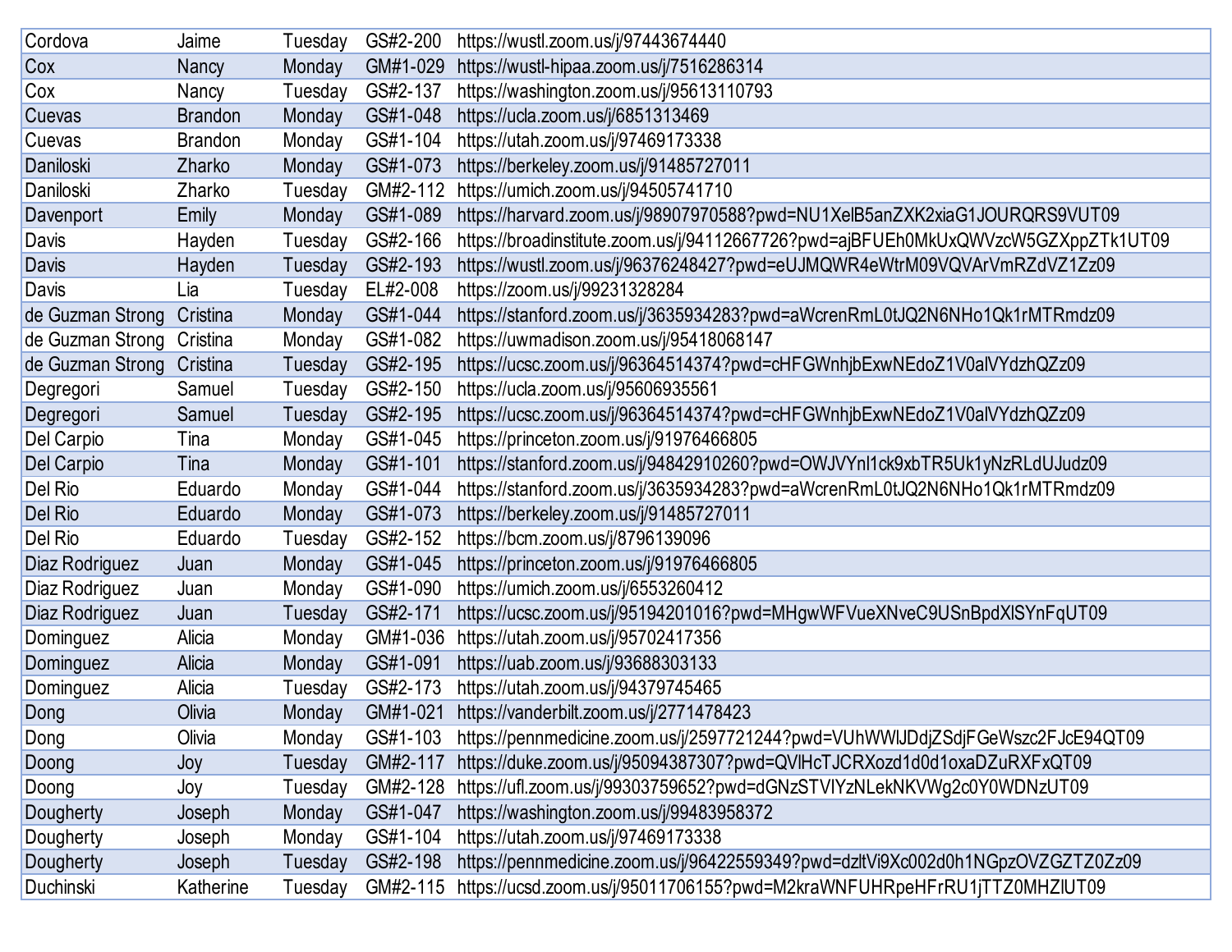| Cordova | Jaime | Tuesday | GS#2-200 | https://wustl.zoom.us/j/97443674440 |
|---|---|---|---|---|
| Cox | Nancy | Monday | GM#1-029 | https://wustl-hipaa.zoom.us/j/7516286314 |
| Cox | Nancy | Tuesday | GS#2-137 | https://washington.zoom.us/j/95613110793 |
| Cuevas | Brandon | Monday | GS#1-048 | https://ucla.zoom.us/j/6851313469 |
| Cuevas | Brandon | Monday | GS#1-104 | https://utah.zoom.us/j/97469173338 |
| Daniloski | Zharko | Monday | GS#1-073 | https://berkeley.zoom.us/j/91485727011 |
| Daniloski | Zharko | Tuesday | GM#2-112 | https://umich.zoom.us/j/94505741710 |
| Davenport | Emily | Monday | GS#1-089 | https://harvard.zoom.us/j/98907970588?pwd=NU1XelB5anZXK2xiaG1JOURQRS9VUT09 |
| Davis | Hayden | Tuesday | GS#2-166 | https://broadinstitute.zoom.us/j/94112667726?pwd=ajBFUEh0MkUxQWVzcW5GZXppZTk1UT09 |
| Davis | Hayden | Tuesday | GS#2-193 | https://wustl.zoom.us/j/96376248427?pwd=eUJMQWR4eWtrM09VQVArVmRZdVZ1Zz09 |
| Davis | Lia | Tuesday | EL#2-008 | https://zoom.us/j/99231328284 |
| de Guzman Strong | Cristina | Monday | GS#1-044 | https://stanford.zoom.us/j/3635934283?pwd=aWcrenRmL0tJQ2N6NHo1Qk1rMTRmdz09 |
| de Guzman Strong | Cristina | Monday | GS#1-082 | https://uwmadison.zoom.us/j/95418068147 |
| de Guzman Strong | Cristina | Tuesday | GS#2-195 | https://ucsc.zoom.us/j/96364514374?pwd=cHFGWnhjbExwNEdoZ1V0alVYdzhQZz09 |
| Degregori | Samuel | Tuesday | GS#2-150 | https://ucla.zoom.us/j/95606935561 |
| Degregori | Samuel | Tuesday | GS#2-195 | https://ucsc.zoom.us/j/96364514374?pwd=cHFGWnhjbExwNEdoZ1V0alVYdzhQZz09 |
| Del Carpio | Tina | Monday | GS#1-045 | https://princeton.zoom.us/j/91976466805 |
| Del Carpio | Tina | Monday | GS#1-101 | https://stanford.zoom.us/j/94842910260?pwd=OWJVYnl1ck9xbTR5Uk1yNzRLdUJudz09 |
| Del Rio | Eduardo | Monday | GS#1-044 | https://stanford.zoom.us/j/3635934283?pwd=aWcrenRmL0tJQ2N6NHo1Qk1rMTRmdz09 |
| Del Rio | Eduardo | Monday | GS#1-073 | https://berkeley.zoom.us/j/91485727011 |
| Del Rio | Eduardo | Tuesday | GS#2-152 | https://bcm.zoom.us/j/8796139096 |
| Diaz Rodriguez | Juan | Monday | GS#1-045 | https://princeton.zoom.us/j/91976466805 |
| Diaz Rodriguez | Juan | Monday | GS#1-090 | https://umich.zoom.us/j/6553260412 |
| Diaz Rodriguez | Juan | Tuesday | GS#2-171 | https://ucsc.zoom.us/j/95194201016?pwd=MHgwWFVueXNveC9USnBpdXlSYnFqUT09 |
| Dominguez | Alicia | Monday | GM#1-036 | https://utah.zoom.us/j/95702417356 |
| Dominguez | Alicia | Monday | GS#1-091 | https://uab.zoom.us/j/93688303133 |
| Dominguez | Alicia | Tuesday | GS#2-173 | https://utah.zoom.us/j/94379745465 |
| Dong | Olivia | Monday | GM#1-021 | https://vanderbilt.zoom.us/j/2771478423 |
| Dong | Olivia | Monday | GS#1-103 | https://pennmedicine.zoom.us/j/2597721244?pwd=VUhWWlJDdjZSdjFGeWszc2FJcE94QT09 |
| Doong | Joy | Tuesday | GM#2-117 | https://duke.zoom.us/j/95094387307?pwd=QVlHcTJCRXozd1d0d1oxaDZuRXFxQT09 |
| Doong | Joy | Tuesday | GM#2-128 | https://ufl.zoom.us/j/99303759652?pwd=dGNzSTVIYzNLekNKVWg2c0Y0WDNzUT09 |
| Dougherty | Joseph | Monday | GS#1-047 | https://washington.zoom.us/j/99483958372 |
| Dougherty | Joseph | Monday | GS#1-104 | https://utah.zoom.us/j/97469173338 |
| Dougherty | Joseph | Tuesday | GS#2-198 | https://pennmedicine.zoom.us/j/96422559349?pwd=dzltVi9Xc002d0h1NGpzOVZGZTZ0Zz09 |
| Duchinski | Katherine | Tuesday | GM#2-115 | https://ucsd.zoom.us/j/95011706155?pwd=M2kraWNFUHRpeHFrRU1jTTZ0MHZlUT09 |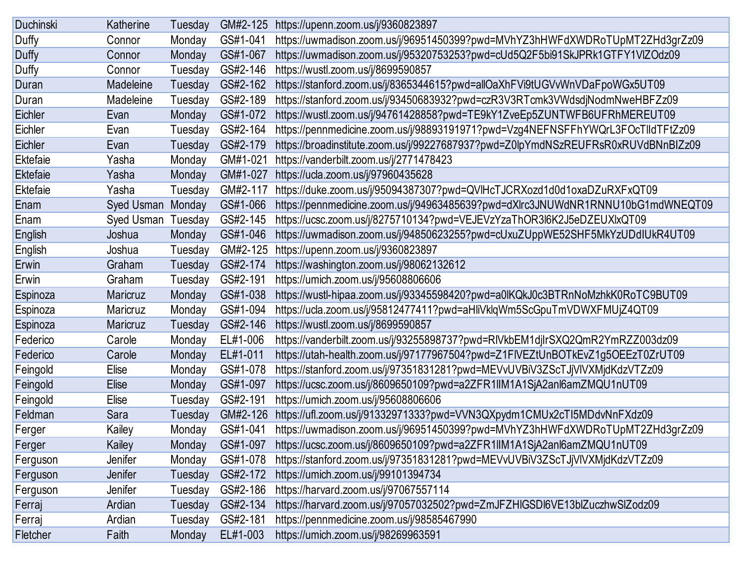| Duchinski | Katherine | Tuesday | GM#2-125 | https://upenn.zoom.us/j/9360823897 |
|---|---|---|---|---|
| Duffy | Connor | Monday | GS#1-041 | https://uwmadison.zoom.us/j/96951450399?pwd=MVhYZ3hHWFdXWDRoTUpMT2ZHd3grZz09 |
| Duffy | Connor | Monday | GS#1-067 | https://uwmadison.zoom.us/j/95320753253?pwd=cUd5Q2F5bi91SkJPRk1GTFY1VlZOdz09 |
| Duffy | Connor | Tuesday | GS#2-146 | https://wustl.zoom.us/j/8699590857 |
| Duran | Madeleine | Tuesday | GS#2-162 | https://stanford.zoom.us/j/8365344615?pwd=allOaXhFVi9tUGVvWnVDaFpoWGx5UT09 |
| Duran | Madeleine | Tuesday | GS#2-189 | https://stanford.zoom.us/j/93450683932?pwd=czR3V3RTcmk3VWdsdjNodmNweHBFZz09 |
| Eichler | Evan | Monday | GS#1-072 | https://wustl.zoom.us/j/94761428858?pwd=TE9kY1ZveEp5ZUNTWFB6UFRhMEREUT09 |
| Eichler | Evan | Tuesday | GS#2-164 | https://pennmedicine.zoom.us/j/98893191971?pwd=Vzg4NEFNSFFhYWQrL3FOcTlldTFtZz09 |
| Eichler | Evan | Tuesday | GS#2-179 | https://broadinstitute.zoom.us/j/99227687937?pwd=Z0lpYmdNSzREUFRsR0xRUVdBNnBlZz09 |
| Ektefaie | Yasha | Monday | GM#1-021 | https://vanderbilt.zoom.us/j/2771478423 |
| Ektefaie | Yasha | Monday | GM#1-027 | https://ucla.zoom.us/j/97960435628 |
| Ektefaie | Yasha | Tuesday | GM#2-117 | https://duke.zoom.us/j/95094387307?pwd=QVlHcTJCRXozd1d0d1oxaDZuRXFxQT09 |
| Enam | Syed Usman | Monday | GS#1-066 | https://pennmedicine.zoom.us/j/94963485639?pwd=dXlrc3JNUWdNR1RNNU10bG1mdWNEQT09 |
| Enam | Syed Usman | Tuesday | GS#2-145 | https://ucsc.zoom.us/j/8275710134?pwd=VEJEVzYzaThOR3l6K2J5eDZEUXlxQT09 |
| English | Joshua | Monday | GS#1-046 | https://uwmadison.zoom.us/j/94850623255?pwd=cUxuZUppWE52SHF5MkYzUDdIUkR4UT09 |
| English | Joshua | Tuesday | GM#2-125 | https://upenn.zoom.us/j/9360823897 |
| Erwin | Graham | Tuesday | GS#2-174 | https://washington.zoom.us/j/98062132612 |
| Erwin | Graham | Tuesday | GS#2-191 | https://umich.zoom.us/j/95608806606 |
| Espinoza | Maricruz | Monday | GS#1-038 | https://wustl-hipaa.zoom.us/j/93345598420?pwd=a0lKQkJ0c3BTRnNoMzhkK0RoTC9BUT09 |
| Espinoza | Maricruz | Monday | GS#1-094 | https://ucla.zoom.us/j/95812477411?pwd=aHliVklqWm5ScGpuTmVDWXFMUjZ4QT09 |
| Espinoza | Maricruz | Tuesday | GS#2-146 | https://wustl.zoom.us/j/8699590857 |
| Federico | Carole | Monday | EL#1-006 | https://vanderbilt.zoom.us/j/93255898737?pwd=RlVkbEM1djIrSXQ2QmR2YmRZZ003dz09 |
| Federico | Carole | Monday | EL#1-011 | https://utah-health.zoom.us/j/97177967504?pwd=Z1FlVEZtUnBOTkEvZ1g5OEEzT0ZrUT09 |
| Feingold | Elise | Monday | GS#1-078 | https://stanford.zoom.us/j/97351831281?pwd=MEVvUVBiV3ZScTJjVlVXMjdKdzVTZz09 |
| Feingold | Elise | Monday | GS#1-097 | https://ucsc.zoom.us/j/8609650109?pwd=a2ZFR1lIM1A1SjA2anl6amZMQU1nUT09 |
| Feingold | Elise | Tuesday | GS#2-191 | https://umich.zoom.us/j/95608806606 |
| Feldman | Sara | Tuesday | GM#2-126 | https://ufl.zoom.us/j/91332971333?pwd=VVN3QXpydm1CMUx2cTI5MDdvNnFXdz09 |
| Ferger | Kailey | Monday | GS#1-041 | https://uwmadison.zoom.us/j/96951450399?pwd=MVhYZ3hHWFdXWDRoTUpMT2ZHd3grZz09 |
| Ferger | Kailey | Monday | GS#1-097 | https://ucsc.zoom.us/j/8609650109?pwd=a2ZFR1lIM1A1SjA2anl6amZMQU1nUT09 |
| Ferguson | Jenifer | Monday | GS#1-078 | https://stanford.zoom.us/j/97351831281?pwd=MEVvUVBiV3ZScTJjVlVXMjdKdzVTZz09 |
| Ferguson | Jenifer | Tuesday | GS#2-172 | https://umich.zoom.us/j/99101394734 |
| Ferguson | Jenifer | Tuesday | GS#2-186 | https://harvard.zoom.us/j/97067557114 |
| Ferraj | Ardian | Tuesday | GS#2-134 | https://harvard.zoom.us/j/97057032502?pwd=ZmJFZHlGSDl6VE13blZuczhwSlZodz09 |
| Ferraj | Ardian | Tuesday | GS#2-181 | https://pennmedicine.zoom.us/j/98585467990 |
| Fletcher | Faith | Monday | EL#1-003 | https://umich.zoom.us/j/98269963591 |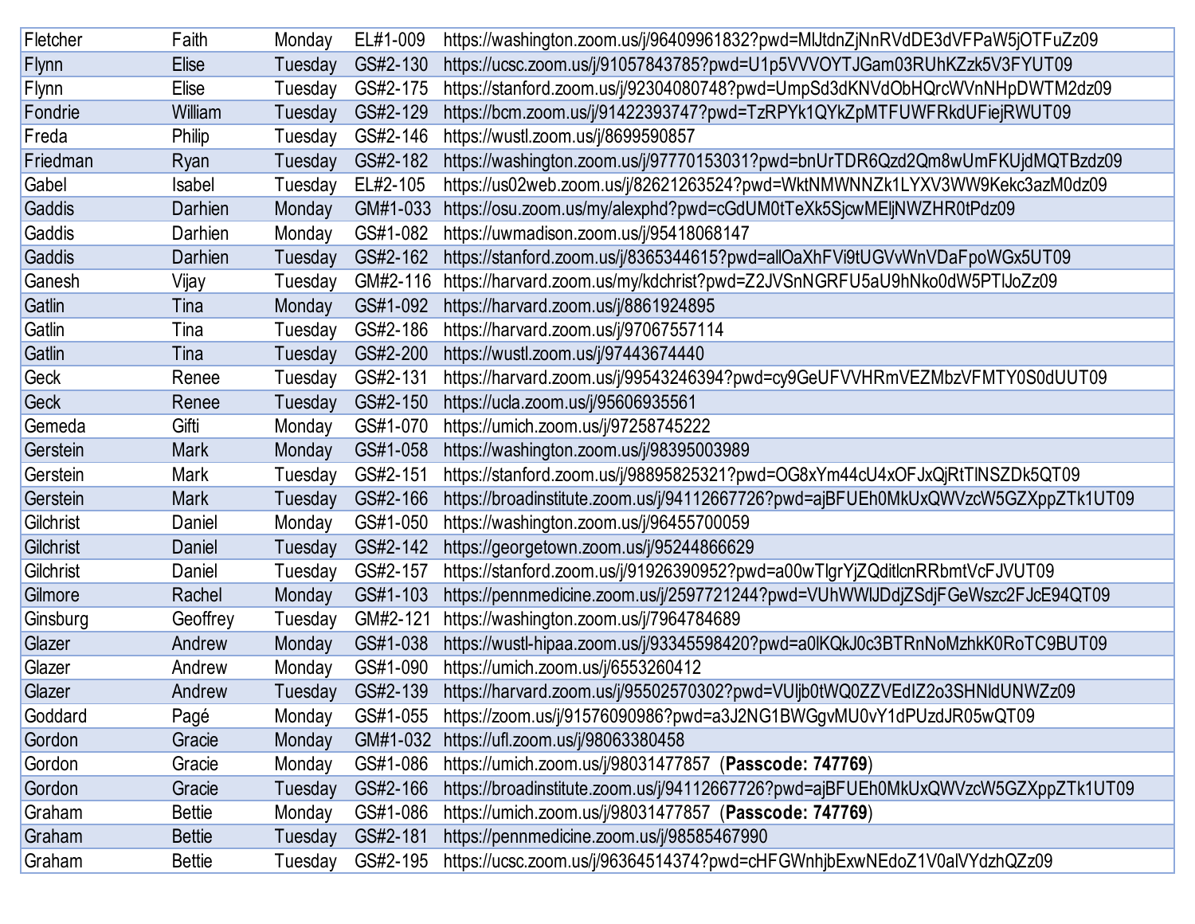| | | | | |
|---|---|---|---|---|
| Fletcher | Faith | Monday | EL#1-009 | https://washington.zoom.us/j/96409961832?pwd=MlJtdnZjNnRVdDE3dVFPaW5jOTFuZz09 |
| Flynn | Elise | Tuesday | GS#2-130 | https://ucsc.zoom.us/j/91057843785?pwd=U1p5VVVOYTJGam03RUhKZzk5V3FYUT09 |
| Flynn | Elise | Tuesday | GS#2-175 | https://stanford.zoom.us/j/92304080748?pwd=UmpSd3dKNVdObHQrcWVnNHpDWTM2dz09 |
| Fondrie | William | Tuesday | GS#2-129 | https://bcm.zoom.us/j/91422393747?pwd=TzRPYk1QYkZpMTFUWFRkdUFiejRWUT09 |
| Freda | Philip | Tuesday | GS#2-146 | https://wustl.zoom.us/j/8699590857 |
| Friedman | Ryan | Tuesday | GS#2-182 | https://washington.zoom.us/j/97770153031?pwd=bnUrTDR6Qzd2Qm8wUmFKUjdMQTBzdz09 |
| Gabel | Isabel | Tuesday | EL#2-105 | https://us02web.zoom.us/j/82621263524?pwd=WktNMWNNZk1LYXV3WW9Kekc3azM0dz09 |
| Gaddis | Darhien | Monday | GM#1-033 | https://osu.zoom.us/my/alexphd?pwd=cGdUM0tTeXk5SjcwMEljNWZHR0tPdz09 |
| Gaddis | Darhien | Monday | GS#1-082 | https://uwmadison.zoom.us/j/95418068147 |
| Gaddis | Darhien | Tuesday | GS#2-162 | https://stanford.zoom.us/j/8365344615?pwd=allOaXhFVi9tUGVvWnVDaFpoWGx5UT09 |
| Ganesh | Vijay | Tuesday | GM#2-116 | https://harvard.zoom.us/my/kdchrist?pwd=Z2JVSnNGRFU5aU9hNko0dW5PTlJoZz09 |
| Gatlin | Tina | Monday | GS#1-092 | https://harvard.zoom.us/j/8861924895 |
| Gatlin | Tina | Tuesday | GS#2-186 | https://harvard.zoom.us/j/97067557114 |
| Gatlin | Tina | Tuesday | GS#2-200 | https://wustl.zoom.us/j/97443674440 |
| Geck | Renee | Tuesday | GS#2-131 | https://harvard.zoom.us/j/99543246394?pwd=cy9GeUFVVHRmVEZMbzVFMTY0S0dUUT09 |
| Geck | Renee | Tuesday | GS#2-150 | https://ucla.zoom.us/j/95606935561 |
| Gemeda | Gifti | Monday | GS#1-070 | https://umich.zoom.us/j/97258745222 |
| Gerstein | Mark | Monday | GS#1-058 | https://washington.zoom.us/j/98395003989 |
| Gerstein | Mark | Tuesday | GS#2-151 | https://stanford.zoom.us/j/98895825321?pwd=OG8xYm44cU4xOFJxQjRtTlNSZDk5QT09 |
| Gerstein | Mark | Tuesday | GS#2-166 | https://broadinstitute.zoom.us/j/94112667726?pwd=ajBFUEh0MkUxQWVzcW5GZXppZTk1UT09 |
| Gilchrist | Daniel | Monday | GS#1-050 | https://washington.zoom.us/j/96455700059 |
| Gilchrist | Daniel | Tuesday | GS#2-142 | https://georgetown.zoom.us/j/95244866629 |
| Gilchrist | Daniel | Tuesday | GS#2-157 | https://stanford.zoom.us/j/91926390952?pwd=a00wTlgrYjZQditlcnRRbmtVcFJVUT09 |
| Gilmore | Rachel | Monday | GS#1-103 | https://pennmedicine.zoom.us/j/2597721244?pwd=VUhWWlJDdjZSdjFGeWszc2FJcE94QT09 |
| Ginsburg | Geoffrey | Tuesday | GM#2-121 | https://washington.zoom.us/j/7964784689 |
| Glazer | Andrew | Monday | GS#1-038 | https://wustl-hipaa.zoom.us/j/93345598420?pwd=a0lKQkJ0c3BTRnNoMzhkK0RoTC9BUT09 |
| Glazer | Andrew | Monday | GS#1-090 | https://umich.zoom.us/j/6553260412 |
| Glazer | Andrew | Tuesday | GS#2-139 | https://harvard.zoom.us/j/95502570302?pwd=VUljb0tWQ0ZZVEdIZ2o3SHNldUNWZz09 |
| Goddard | Pagé | Monday | GS#1-055 | https://zoom.us/j/91576090986?pwd=a3J2NG1BWGgvMU0vY1dPUzdJR05wQT09 |
| Gordon | Gracie | Monday | GM#1-032 | https://ufl.zoom.us/j/98063380458 |
| Gordon | Gracie | Monday | GS#1-086 | https://umich.zoom.us/j/98031477857 (**Passcode: 747769**) |
| Gordon | Gracie | Tuesday | GS#2-166 | https://broadinstitute.zoom.us/j/94112667726?pwd=ajBFUEh0MkUxQWVzcW5GZXppZTk1UT09 |
| Graham | Bettie | Monday | GS#1-086 | https://umich.zoom.us/j/98031477857 (**Passcode: 747769**) |
| Graham | Bettie | Tuesday | GS#2-181 | https://pennmedicine.zoom.us/j/98585467990 |
| Graham | Bettie | Tuesday | GS#2-195 | https://ucsc.zoom.us/j/96364514374?pwd=cHFGWnhjbExwNEdoZ1V0alVYdzhQZz09 |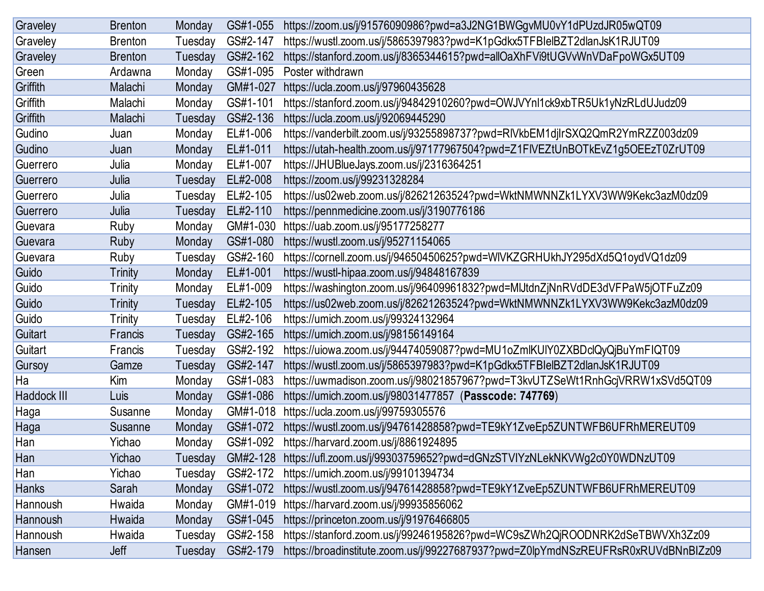| | | | | |
|---|---|---|---|---|
| Graveley | Brenton | Monday | GS#1-055 | https://zoom.us/j/91576090986?pwd=a3J2NG1BWGgvMU0vY1dPUzdJR05wQT09 |
| Graveley | Brenton | Tuesday | GS#2-147 | https://wustl.zoom.us/j/5865397983?pwd=K1pGdkx5TFBIelBZT2dlanJsK1RJUT09 |
| Graveley | Brenton | Tuesday | GS#2-162 | https://stanford.zoom.us/j/8365344615?pwd=allOaXhFVi9tUGVvWnVDaFpoWGx5UT09 |
| Green | Ardawna | Monday | GS#1-095 | Poster withdrawn |
| Griffith | Malachi | Monday | GM#1-027 | https://ucla.zoom.us/j/97960435628 |
| Griffith | Malachi | Monday | GS#1-101 | https://stanford.zoom.us/j/94842910260?pwd=OWJVYnl1ck9xbTR5Uk1yNzRLdUJudz09 |
| Griffith | Malachi | Tuesday | GS#2-136 | https://ucla.zoom.us/j/92069445290 |
| Gudino | Juan | Monday | EL#1-006 | https://vanderbilt.zoom.us/j/93255898737?pwd=RlVkbEM1djlrSXQ2QmR2YmRZZ003dz09 |
| Gudino | Juan | Monday | EL#1-011 | https://utah-health.zoom.us/j/97177967504?pwd=Z1FlVEZtUnBOTkEvZ1g5OEEzT0ZrUT09 |
| Guerrero | Julia | Monday | EL#1-007 | https://JHUBlueJays.zoom.us/j/2316364251 |
| Guerrero | Julia | Tuesday | EL#2-008 | https://zoom.us/j/99231328284 |
| Guerrero | Julia | Tuesday | EL#2-105 | https://us02web.zoom.us/j/82621263524?pwd=WktNMWNNZk1LYXV3WW9Kekc3azM0dz09 |
| Guerrero | Julia | Tuesday | EL#2-110 | https://pennmedicine.zoom.us/j/3190776186 |
| Guevara | Ruby | Monday | GM#1-030 | https://uab.zoom.us/j/95177258277 |
| Guevara | Ruby | Monday | GS#1-080 | https://wustl.zoom.us/j/95271154065 |
| Guevara | Ruby | Tuesday | GS#2-160 | https://cornell.zoom.us/j/94650450625?pwd=WlVKZGRHUkhJY295dXd5Q1oydVQ1dz09 |
| Guido | Trinity | Monday | EL#1-001 | https://wustl-hipaa.zoom.us/j/94848167839 |
| Guido | Trinity | Monday | EL#1-009 | https://washington.zoom.us/j/96409961832?pwd=MlJtdnZjNnRVdDE3dVFPaW5jOTFuZz09 |
| Guido | Trinity | Tuesday | EL#2-105 | https://us02web.zoom.us/j/82621263524?pwd=WktNMWNNZk1LYXV3WW9Kekc3azM0dz09 |
| Guido | Trinity | Tuesday | EL#2-106 | https://umich.zoom.us/j/99324132964 |
| Guitart | Francis | Tuesday | GS#2-165 | https://umich.zoom.us/j/98156149164 |
| Guitart | Francis | Tuesday | GS#2-192 | https://uiowa.zoom.us/j/94474059087?pwd=MU1oZmlKUlY0ZXBDclQyQjBuYmFIQT09 |
| Gursoy | Gamze | Tuesday | GS#2-147 | https://wustl.zoom.us/j/5865397983?pwd=K1pGdkx5TFBIelBZT2dlanJsK1RJUT09 |
| Ha | Kim | Monday | GS#1-083 | https://uwmadison.zoom.us/j/98021857967?pwd=T3kvUTZSeWt1RnhGcjVRRW1xSVd5QT09 |
| Haddock III | Luis | Monday | GS#1-086 | https://umich.zoom.us/j/98031477857 (**Passcode: 747769**) |
| Haga | Susanne | Monday | GM#1-018 | https://ucla.zoom.us/j/99759305576 |
| Haga | Susanne | Monday | GS#1-072 | https://wustl.zoom.us/j/94761428858?pwd=TE9kY1ZveEp5ZUNTWFB6UFRhMEREUT09 |
| Han | Yichao | Monday | GS#1-092 | https://harvard.zoom.us/j/8861924895 |
| Han | Yichao | Tuesday | GM#2-128 | https://ufl.zoom.us/j/99303759652?pwd=dGNzSTVIYzNLekNKVWg2c0Y0WDNzUT09 |
| Han | Yichao | Tuesday | GS#2-172 | https://umich.zoom.us/j/99101394734 |
| Hanks | Sarah | Monday | GS#1-072 | https://wustl.zoom.us/j/94761428858?pwd=TE9kY1ZveEp5ZUNTWFB6UFRhMEREUT09 |
| Hannoush | Hwaida | Monday | GM#1-019 | https://harvard.zoom.us/j/99935856062 |
| Hannoush | Hwaida | Monday | GS#1-045 | https://princeton.zoom.us/j/91976466805 |
| Hannoush | Hwaida | Tuesday | GS#2-158 | https://stanford.zoom.us/j/99246195826?pwd=WC9sZWh2QjROODNRK2dSeTBWVXh3Zz09 |
| Hansen | Jeff | Tuesday | GS#2-179 | https://broadinstitute.zoom.us/j/99227687937?pwd=Z0lpYmdNSzREUFRsR0xRUVdBNnBIZz09 |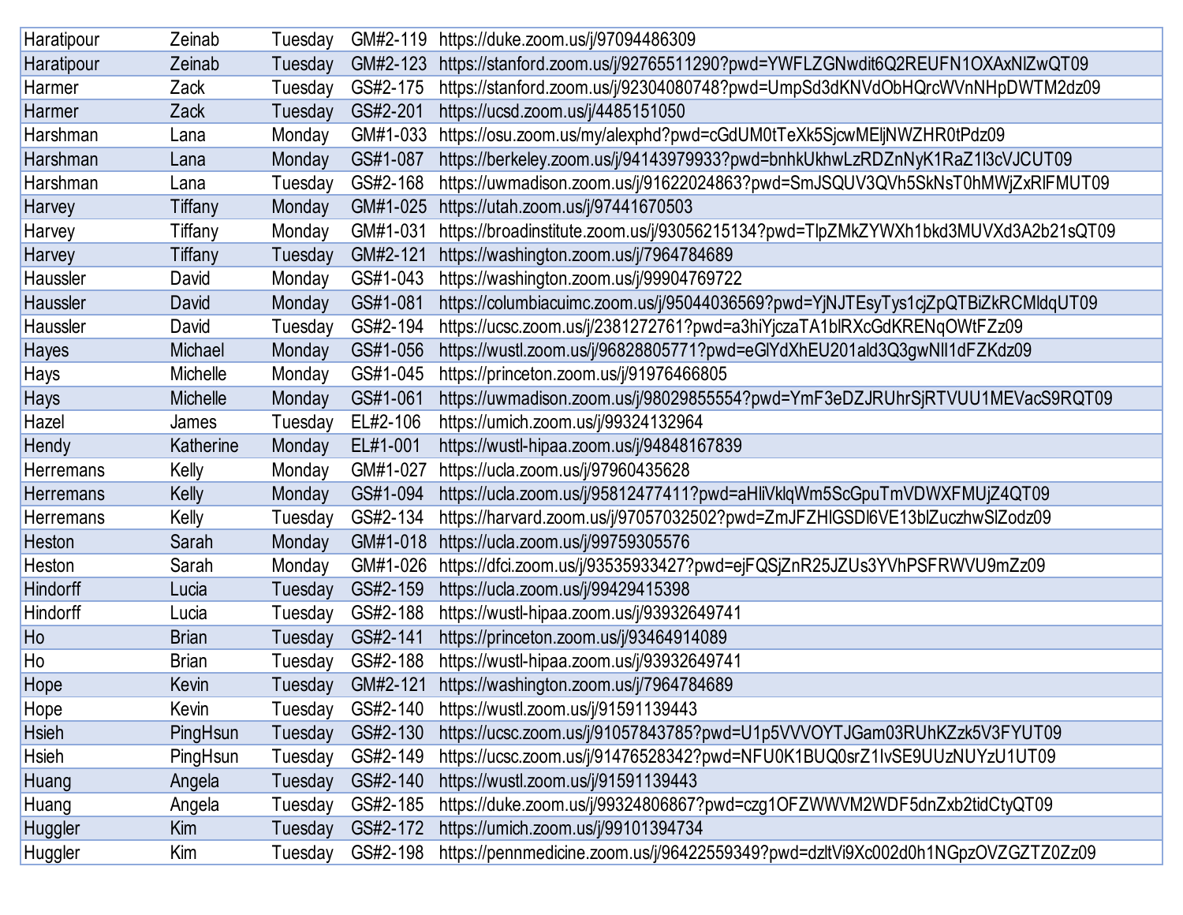| Haratipour | Zeinab | Tuesday | GM#2-119 | https://duke.zoom.us/j/97094486309 |
|---|---|---|---|---|
| Haratipour | Zeinab | Tuesday | GM#2-123 | https://stanford.zoom.us/j/92765511290?pwd=YWFLZGNwdit6Q2REUFN1OXAxNlZwQT09 |
| Harmer | Zack | Tuesday | GS#2-175 | https://stanford.zoom.us/j/92304080748?pwd=UmpSd3dKNVdObHQrcWVnNHpDWTM2dz09 |
| Harmer | Zack | Tuesday | GS#2-201 | https://ucsd.zoom.us/j/4485151050 |
| Harshman | Lana | Monday | GM#1-033 | https://osu.zoom.us/my/alexphd?pwd=cGdUM0tTeXk5SjcwMEljNWZHR0tPdz09 |
| Harshman | Lana | Monday | GS#1-087 | https://berkeley.zoom.us/j/94143979933?pwd=bnhkUkhwLzRDZnNyK1RaZ1l3cVJCUT09 |
| Harshman | Lana | Tuesday | GS#2-168 | https://uwmadison.zoom.us/j/91622024863?pwd=SmJSQUV3QVh5SkNsT0hMWjZxRlFMUT09 |
| Harvey | Tiffany | Monday | GM#1-025 | https://utah.zoom.us/j/97441670503 |
| Harvey | Tiffany | Monday | GM#1-031 | https://broadinstitute.zoom.us/j/93056215134?pwd=TlpZMkZYWXh1bkd3MUVXd3A2b21sQT09 |
| Harvey | Tiffany | Tuesday | GM#2-121 | https://washington.zoom.us/j/7964784689 |
| Haussler | David | Monday | GS#1-043 | https://washington.zoom.us/j/99904769722 |
| Haussler | David | Monday | GS#1-081 | https://columbiacuimc.zoom.us/j/95044036569?pwd=YjNJTEsyTys1cjZpQTBiZkRCMldqUT09 |
| Haussler | David | Tuesday | GS#2-194 | https://ucsc.zoom.us/j/2381272761?pwd=a3hiYjczaTA1blRXcGdKRENqOWtFZz09 |
| Hayes | Michael | Monday | GS#1-056 | https://wustl.zoom.us/j/96828805771?pwd=eGlYdXhEU201ald3Q3gwNlI1dFZKdz09 |
| Hays | Michelle | Monday | GS#1-045 | https://princeton.zoom.us/j/91976466805 |
| Hays | Michelle | Monday | GS#1-061 | https://uwmadison.zoom.us/j/98029855554?pwd=YmF3eDZJRUhrSjRTVUU1MEVacS9RQT09 |
| Hazel | James | Tuesday | EL#2-106 | https://umich.zoom.us/j/99324132964 |
| Hendy | Katherine | Monday | EL#1-001 | https://wustl-hipaa.zoom.us/j/94848167839 |
| Herremans | Kelly | Monday | GM#1-027 | https://ucla.zoom.us/j/97960435628 |
| Herremans | Kelly | Monday | GS#1-094 | https://ucla.zoom.us/j/95812477411?pwd=aHliVklqWm5ScGpuTmVDWXFMUjZ4QT09 |
| Herremans | Kelly | Tuesday | GS#2-134 | https://harvard.zoom.us/j/97057032502?pwd=ZmJFZHlGSDl6VE13blZuczhwSlZodz09 |
| Heston | Sarah | Monday | GM#1-018 | https://ucla.zoom.us/j/99759305576 |
| Heston | Sarah | Monday | GM#1-026 | https://dfci.zoom.us/j/93535933427?pwd=ejFQSjZnR25JZUs3YVhPSFRWVU9mZz09 |
| Hindorff | Lucia | Tuesday | GS#2-159 | https://ucla.zoom.us/j/99429415398 |
| Hindorff | Lucia | Tuesday | GS#2-188 | https://wustl-hipaa.zoom.us/j/93932649741 |
| Ho | Brian | Tuesday | GS#2-141 | https://princeton.zoom.us/j/93464914089 |
| Ho | Brian | Tuesday | GS#2-188 | https://wustl-hipaa.zoom.us/j/93932649741 |
| Hope | Kevin | Tuesday | GM#2-121 | https://washington.zoom.us/j/7964784689 |
| Hope | Kevin | Tuesday | GS#2-140 | https://wustl.zoom.us/j/91591139443 |
| Hsieh | PingHsun | Tuesday | GS#2-130 | https://ucsc.zoom.us/j/91057843785?pwd=U1p5VVVOYTJGam03RUhKZzk5V3FYUT09 |
| Hsieh | PingHsun | Tuesday | GS#2-149 | https://ucsc.zoom.us/j/91476528342?pwd=NFU0K1BUQ0srZ1lvSE9UUzNUYzU1UT09 |
| Huang | Angela | Tuesday | GS#2-140 | https://wustl.zoom.us/j/91591139443 |
| Huang | Angela | Tuesday | GS#2-185 | https://duke.zoom.us/j/99324806867?pwd=czg1OFZWWVM2WDF5dnZxb2tidCtyQT09 |
| Huggler | Kim | Tuesday | GS#2-172 | https://umich.zoom.us/j/99101394734 |
| Huggler | Kim | Tuesday | GS#2-198 | https://pennmedicine.zoom.us/j/96422559349?pwd=dzltVi9Xc002d0h1NGpzOVZGZTZ0Zz09 |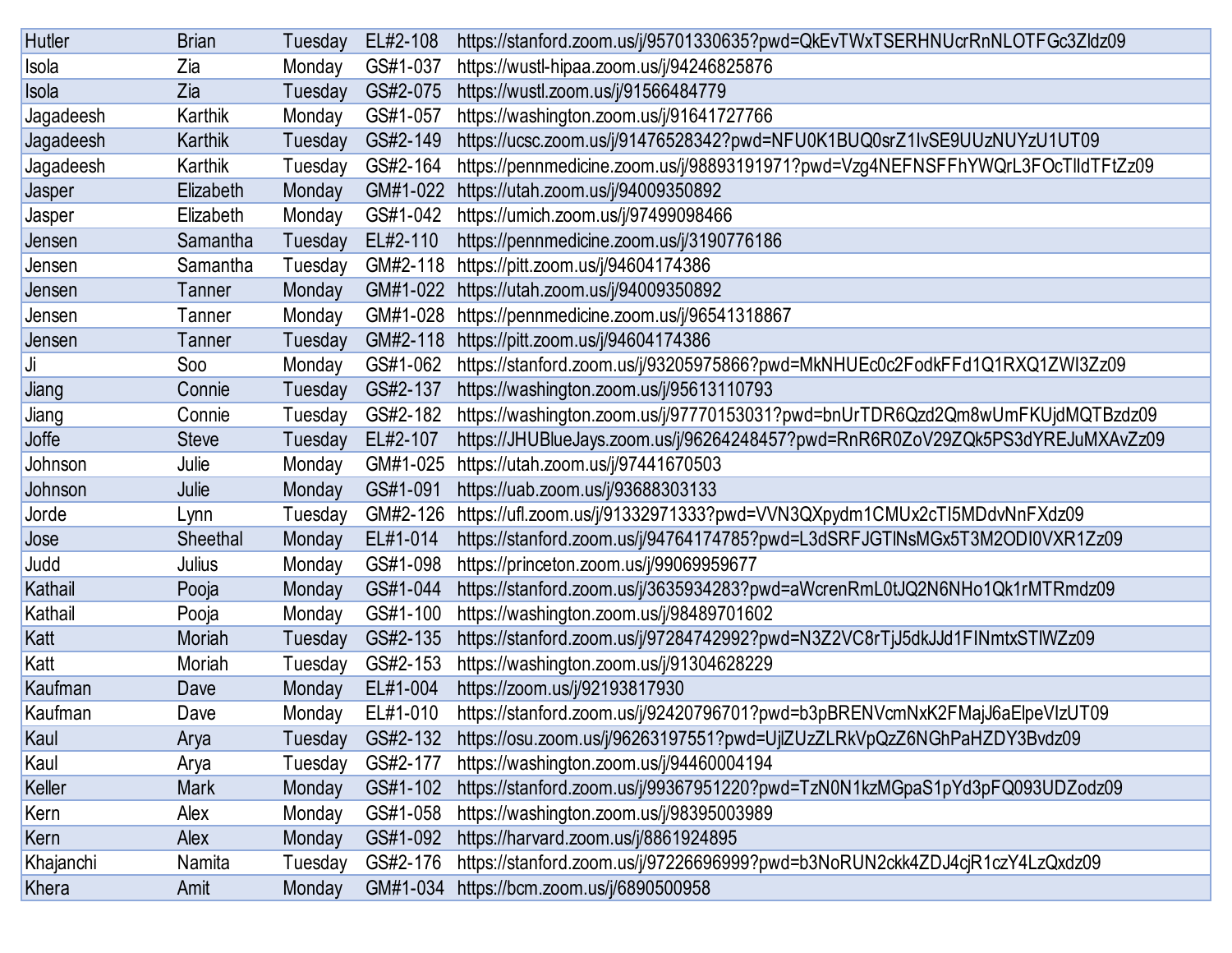| Hutler | Brian | Tuesday | EL#2-108 | https://stanford.zoom.us/j/95701330635?pwd=QkEvTWxTSERHNUcrRnNLOTFGc3Zldz09 |
|---|---|---|---|---|
| Isola | Zia | Monday | GS#1-037 | https://wustl-hipaa.zoom.us/j/94246825876 |
| Isola | Zia | Tuesday | GS#2-075 | https://wustl.zoom.us/j/91566484779 |
| Jagadeesh | Karthik | Monday | GS#1-057 | https://washington.zoom.us/j/91641727766 |
| Jagadeesh | Karthik | Tuesday | GS#2-149 | https://ucsc.zoom.us/j/91476528342?pwd=NFU0K1BUQ0srZ1IvSE9UUzNUYzU1UT09 |
| Jagadeesh | Karthik | Tuesday | GS#2-164 | https://pennmedicine.zoom.us/j/98893191971?pwd=Vzg4NEFNSFFhYWQrL3FOcTlldTFtZz09 |
| Jasper | Elizabeth | Monday | GM#1-022 | https://utah.zoom.us/j/94009350892 |
| Jasper | Elizabeth | Monday | GS#1-042 | https://umich.zoom.us/j/97499098466 |
| Jensen | Samantha | Tuesday | EL#2-110 | https://pennmedicine.zoom.us/j/3190776186 |
| Jensen | Samantha | Tuesday | GM#2-118 | https://pitt.zoom.us/j/94604174386 |
| Jensen | Tanner | Monday | GM#1-022 | https://utah.zoom.us/j/94009350892 |
| Jensen | Tanner | Monday | GM#1-028 | https://pennmedicine.zoom.us/j/96541318867 |
| Jensen | Tanner | Tuesday | GM#2-118 | https://pitt.zoom.us/j/94604174386 |
| Ji | Soo | Monday | GS#1-062 | https://stanford.zoom.us/j/93205975866?pwd=MkNHUEc0c2FodkFFd1Q1RXQ1ZWI3Zz09 |
| Jiang | Connie | Tuesday | GS#2-137 | https://washington.zoom.us/j/95613110793 |
| Jiang | Connie | Tuesday | GS#2-182 | https://washington.zoom.us/j/97770153031?pwd=bnUrTDR6Qzd2Qm8wUmFKUjdMQTBzdz09 |
| Joffe | Steve | Tuesday | EL#2-107 | https://JHUBlueJays.zoom.us/j/96264248457?pwd=RnR6R0ZoV29ZQk5PS3dYREJuMXAvZz09 |
| Johnson | Julie | Monday | GM#1-025 | https://utah.zoom.us/j/97441670503 |
| Johnson | Julie | Monday | GS#1-091 | https://uab.zoom.us/j/93688303133 |
| Jorde | Lynn | Tuesday | GM#2-126 | https://ufl.zoom.us/j/91332971333?pwd=VVN3QXpydm1CMUx2cTI5MDdvNnFXdz09 |
| Jose | Sheethal | Monday | EL#1-014 | https://stanford.zoom.us/j/94764174785?pwd=L3dSRFJGTlNsMGx5T3M2ODI0VXR1Zz09 |
| Judd | Julius | Monday | GS#1-098 | https://princeton.zoom.us/j/99069959677 |
| Kathail | Pooja | Monday | GS#1-044 | https://stanford.zoom.us/j/3635934283?pwd=aWcrenRmL0tJQ2N6NHo1Qk1rMTRmdz09 |
| Kathail | Pooja | Monday | GS#1-100 | https://washington.zoom.us/j/98489701602 |
| Katt | Moriah | Tuesday | GS#2-135 | https://stanford.zoom.us/j/97284742992?pwd=N3Z2VC8rTjJ5dkJJd1FINmtxSTlWZz09 |
| Katt | Moriah | Tuesday | GS#2-153 | https://washington.zoom.us/j/91304628229 |
| Kaufman | Dave | Monday | EL#1-004 | https://zoom.us/j/92193817930 |
| Kaufman | Dave | Monday | EL#1-010 | https://stanford.zoom.us/j/92420796701?pwd=b3pBRENVcmNxK2FMajJ6aElpeVlzUT09 |
| Kaul | Arya | Tuesday | GS#2-132 | https://osu.zoom.us/j/96263197551?pwd=UjlZUzZLRkVpQzZ6NGhPaHZDY3Bvdz09 |
| Kaul | Arya | Tuesday | GS#2-177 | https://washington.zoom.us/j/94460004194 |
| Keller | Mark | Monday | GS#1-102 | https://stanford.zoom.us/j/99367951220?pwd=TzN0N1kzMGpaS1pYd3pFQ093UDZodz09 |
| Kern | Alex | Monday | GS#1-058 | https://washington.zoom.us/j/98395003989 |
| Kern | Alex | Monday | GS#1-092 | https://harvard.zoom.us/j/8861924895 |
| Khajanchi | Namita | Tuesday | GS#2-176 | https://stanford.zoom.us/j/97226696999?pwd=b3NoRUN2ckk4ZDJ4cjR1czY4LzQxdz09 |
| Khera | Amit | Monday | GM#1-034 | https://bcm.zoom.us/j/6890500958 |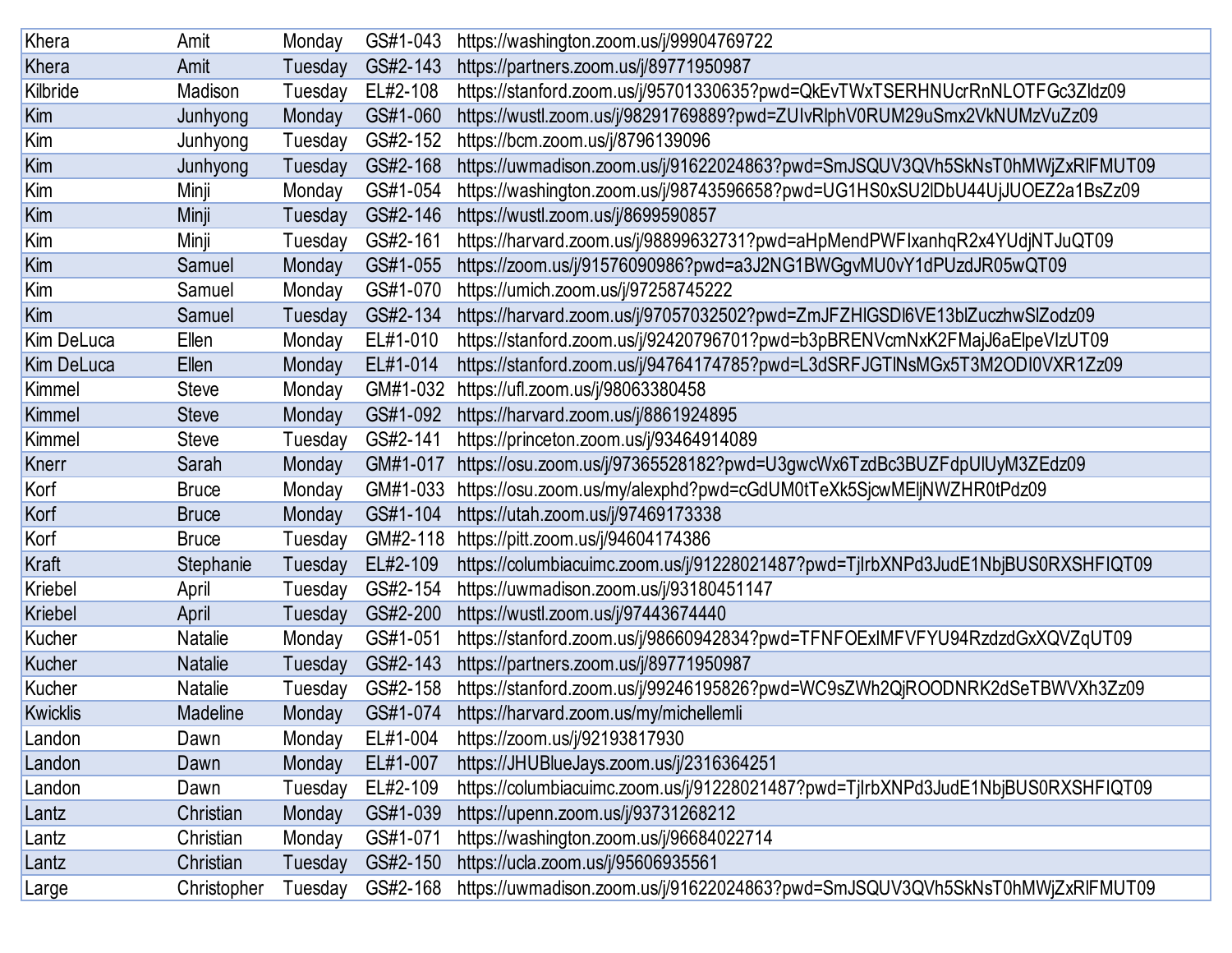| | | | | |
|---|---|---|---|---|
| Khera | Amit | Monday | GS#1-043 | https://washington.zoom.us/j/99904769722 |
| Khera | Amit | Tuesday | GS#2-143 | https://partners.zoom.us/j/89771950987 |
| Kilbride | Madison | Tuesday | EL#2-108 | https://stanford.zoom.us/j/95701330635?pwd=QkEvTWxTSERHNUcrRnNLOTFGc3Zldz09 |
| Kim | Junhyong | Monday | GS#1-060 | https://wustl.zoom.us/j/98291769889?pwd=ZUIvRlphV0RUM29uSmx2VkNUMzVuZz09 |
| Kim | Junhyong | Tuesday | GS#2-152 | https://bcm.zoom.us/j/8796139096 |
| Kim | Junhyong | Tuesday | GS#2-168 | https://uwmadison.zoom.us/j/91622024863?pwd=SmJSQUV3QVh5SkNsT0hMWjZxRlFMUT09 |
| Kim | Minji | Monday | GS#1-054 | https://washington.zoom.us/j/98743596658?pwd=UG1HS0xSU2lDbU44UjJUOEZ2a1BsZz09 |
| Kim | Minji | Tuesday | GS#2-146 | https://wustl.zoom.us/j/8699590857 |
| Kim | Minji | Tuesday | GS#2-161 | https://harvard.zoom.us/j/98899632731?pwd=aHpMendPWFIxanhqR2x4YUdjNTJuQT09 |
| Kim | Samuel | Monday | GS#1-055 | https://zoom.us/j/91576090986?pwd=a3J2NG1BWGgvMU0vY1dPUzdJR05wQT09 |
| Kim | Samuel | Monday | GS#1-070 | https://umich.zoom.us/j/97258745222 |
| Kim | Samuel | Tuesday | GS#2-134 | https://harvard.zoom.us/j/97057032502?pwd=ZmJFZHlGSDl6VE13blZuczhwSlZodz09 |
| Kim DeLuca | Ellen | Monday | EL#1-010 | https://stanford.zoom.us/j/92420796701?pwd=b3pBRENVcmNxK2FMajJ6aElpeVIzUT09 |
| Kim DeLuca | Ellen | Monday | EL#1-014 | https://stanford.zoom.us/j/94764174785?pwd=L3dSRFJGTlNsMGx5T3M2ODI0VXR1Zz09 |
| Kimmel | Steve | Monday | GM#1-032 | https://ufl.zoom.us/j/98063380458 |
| Kimmel | Steve | Monday | GS#1-092 | https://harvard.zoom.us/j/8861924895 |
| Kimmel | Steve | Tuesday | GS#2-141 | https://princeton.zoom.us/j/93464914089 |
| Knerr | Sarah | Monday | GM#1-017 | https://osu.zoom.us/j/97365528182?pwd=U3gwcWx6TzdBc3BUZFdpUlUyM3ZEdz09 |
| Korf | Bruce | Monday | GM#1-033 | https://osu.zoom.us/my/alexphd?pwd=cGdUM0tTeXk5SjcwMEljNWZHR0tPdz09 |
| Korf | Bruce | Monday | GS#1-104 | https://utah.zoom.us/j/97469173338 |
| Korf | Bruce | Tuesday | GM#2-118 | https://pitt.zoom.us/j/94604174386 |
| Kraft | Stephanie | Tuesday | EL#2-109 | https://columbiacuimc.zoom.us/j/91228021487?pwd=TjlrbXNPd3JudE1NbjBUS0RXSHFIQT09 |
| Kriebel | April | Tuesday | GS#2-154 | https://uwmadison.zoom.us/j/93180451147 |
| Kriebel | April | Tuesday | GS#2-200 | https://wustl.zoom.us/j/97443674440 |
| Kucher | Natalie | Monday | GS#1-051 | https://stanford.zoom.us/j/98660942834?pwd=TFNFOExIMFVFYU94RzdzdGxXQVZqUT09 |
| Kucher | Natalie | Tuesday | GS#2-143 | https://partners.zoom.us/j/89771950987 |
| Kucher | Natalie | Tuesday | GS#2-158 | https://stanford.zoom.us/j/99246195826?pwd=WC9sZWh2QjROODNRK2dSeTBWVXh3Zz09 |
| Kwicklis | Madeline | Monday | GS#1-074 | https://harvard.zoom.us/my/michellemli |
| Landon | Dawn | Monday | EL#1-004 | https://zoom.us/j/92193817930 |
| Landon | Dawn | Monday | EL#1-007 | https://JHUBlueJays.zoom.us/j/2316364251 |
| Landon | Dawn | Tuesday | EL#2-109 | https://columbiacuimc.zoom.us/j/91228021487?pwd=TjlrbXNPd3JudE1NbjBUS0RXSHFIQT09 |
| Lantz | Christian | Monday | GS#1-039 | https://upenn.zoom.us/j/93731268212 |
| Lantz | Christian | Monday | GS#1-071 | https://washington.zoom.us/j/96684022714 |
| Lantz | Christian | Tuesday | GS#2-150 | https://ucla.zoom.us/j/95606935561 |
| Large | Christopher | Tuesday | GS#2-168 | https://uwmadison.zoom.us/j/91622024863?pwd=SmJSQUV3QVh5SkNsT0hMWjZxRlFMUT09 |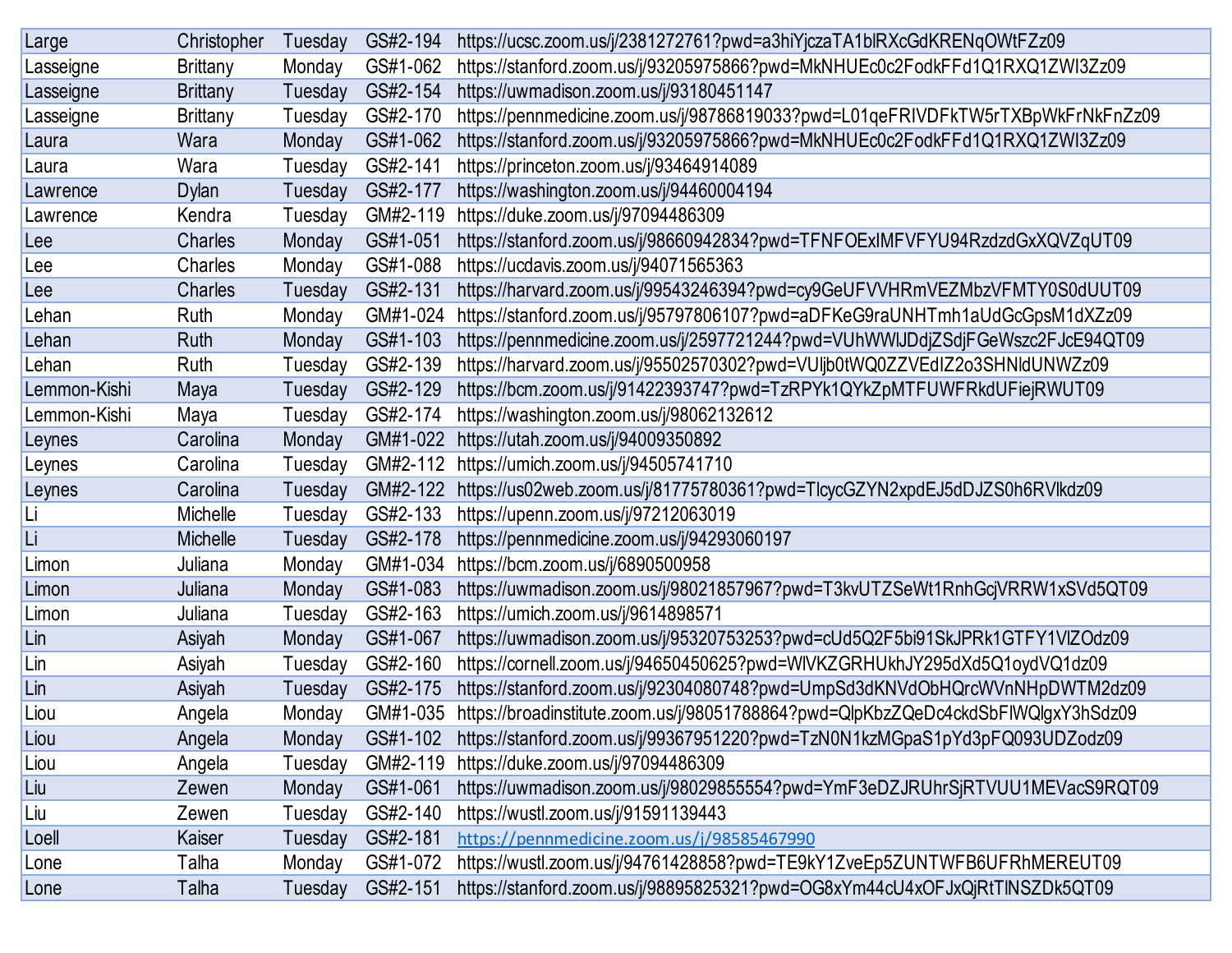| | | | | |
|---|---|---|---|---|
| Large | Christopher | Tuesday | GS#2-194 | https://ucsc.zoom.us/j/2381272761?pwd=a3hiYjczaTA1blRXcGdKRENqOWtFZz09 |
| Lasseigne | Brittany | Monday | GS#1-062 | https://stanford.zoom.us/j/93205975866?pwd=MkNHUEc0c2FodkFFd1Q1RXQ1ZWI3Zz09 |
| Lasseigne | Brittany | Tuesday | GS#2-154 | https://uwmadison.zoom.us/j/93180451147 |
| Lasseigne | Brittany | Tuesday | GS#2-170 | https://pennmedicine.zoom.us/j/98786819033?pwd=L01qeFRIVDFkTW5rTXBpWkFrNkFnZz09 |
| Laura | Wara | Monday | GS#1-062 | https://stanford.zoom.us/j/93205975866?pwd=MkNHUEc0c2FodkFFd1Q1RXQ1ZWI3Zz09 |
| Laura | Wara | Tuesday | GS#2-141 | https://princeton.zoom.us/j/93464914089 |
| Lawrence | Dylan | Tuesday | GS#2-177 | https://washington.zoom.us/j/94460004194 |
| Lawrence | Kendra | Tuesday | GM#2-119 | https://duke.zoom.us/j/97094486309 |
| Lee | Charles | Monday | GS#1-051 | https://stanford.zoom.us/j/98660942834?pwd=TFNFOExIMFVFYU94RzdzdGxXQVZqUT09 |
| Lee | Charles | Monday | GS#1-088 | https://ucdavis.zoom.us/j/94071565363 |
| Lee | Charles | Tuesday | GS#2-131 | https://harvard.zoom.us/j/99543246394?pwd=cy9GeUFVVHRmVEZMbzVFMTY0S0dUUT09 |
| Lehan | Ruth | Monday | GM#1-024 | https://stanford.zoom.us/j/95797806107?pwd=aDFKeG9raUNHTmh1aUdGcGpsM1dXZz09 |
| Lehan | Ruth | Monday | GS#1-103 | https://pennmedicine.zoom.us/j/2597721244?pwd=VUhWWlJDdjZSdjFGeWszc2FJcE94QT09 |
| Lehan | Ruth | Tuesday | GS#2-139 | https://harvard.zoom.us/j/95502570302?pwd=VUljb0tWQ0ZZVEdIZ2o3SHNldUNWZz09 |
| Lemmon-Kishi | Maya | Tuesday | GS#2-129 | https://bcm.zoom.us/j/91422393747?pwd=TzRPYk1QYkZpMTFUWFRkdUFiejRWUT09 |
| Lemmon-Kishi | Maya | Tuesday | GS#2-174 | https://washington.zoom.us/j/98062132612 |
| Leynes | Carolina | Monday | GM#1-022 | https://utah.zoom.us/j/94009350892 |
| Leynes | Carolina | Tuesday | GM#2-112 | https://umich.zoom.us/j/94505741710 |
| Leynes | Carolina | Tuesday | GM#2-122 | https://us02web.zoom.us/j/81775780361?pwd=TlcycGZYN2xpdEJ5dDJZS0h6RVlkdz09 |
| Li | Michelle | Tuesday | GS#2-133 | https://upenn.zoom.us/j/97212063019 |
| Li | Michelle | Tuesday | GS#2-178 | https://pennmedicine.zoom.us/j/94293060197 |
| Limon | Juliana | Monday | GM#1-034 | https://bcm.zoom.us/j/6890500958 |
| Limon | Juliana | Monday | GS#1-083 | https://uwmadison.zoom.us/j/98021857967?pwd=T3kvUTZSeWt1RnhGcjVRRW1xSVd5QT09 |
| Limon | Juliana | Tuesday | GS#2-163 | https://umich.zoom.us/j/9614898571 |
| Lin | Asiyah | Monday | GS#1-067 | https://uwmadison.zoom.us/j/95320753253?pwd=cUd5Q2F5bi91SkJPRk1GTFY1VlZOdz09 |
| Lin | Asiyah | Tuesday | GS#2-160 | https://cornell.zoom.us/j/94650450625?pwd=WlVKZGRHUkhJY295dXd5Q1oydVQ1dz09 |
| Lin | Asiyah | Tuesday | GS#2-175 | https://stanford.zoom.us/j/92304080748?pwd=UmpSd3dKNVdObHQrcWVnNHpDWTM2dz09 |
| Liou | Angela | Monday | GM#1-035 | https://broadinstitute.zoom.us/j/98051788864?pwd=QlpKbzZQeDc4ckdSbFlWQlgxY3hSdz09 |
| Liou | Angela | Monday | GS#1-102 | https://stanford.zoom.us/j/99367951220?pwd=TzN0N1kzMGpaS1pYd3pFQ093UDZodz09 |
| Liou | Angela | Tuesday | GM#2-119 | https://duke.zoom.us/j/97094486309 |
| Liu | Zewen | Monday | GS#1-061 | https://uwmadison.zoom.us/j/98029855554?pwd=YmF3eDZJRUhrSjRTVUU1MEVacS9RQT09 |
| Liu | Zewen | Tuesday | GS#2-140 | https://wustl.zoom.us/j/91591139443 |
| Loell | Kaiser | Tuesday | GS#2-181 | https://pennmedicine.zoom.us/j/98585467990 |
| Lone | Talha | Monday | GS#1-072 | https://wustl.zoom.us/j/94761428858?pwd=TE9kY1ZveEp5ZUNTWFB6UFRhMEREUT09 |
| Lone | Talha | Tuesday | GS#2-151 | https://stanford.zoom.us/j/98895825321?pwd=OG8xYm44cU4xOFJxQjRtTlNSZDk5QT09 |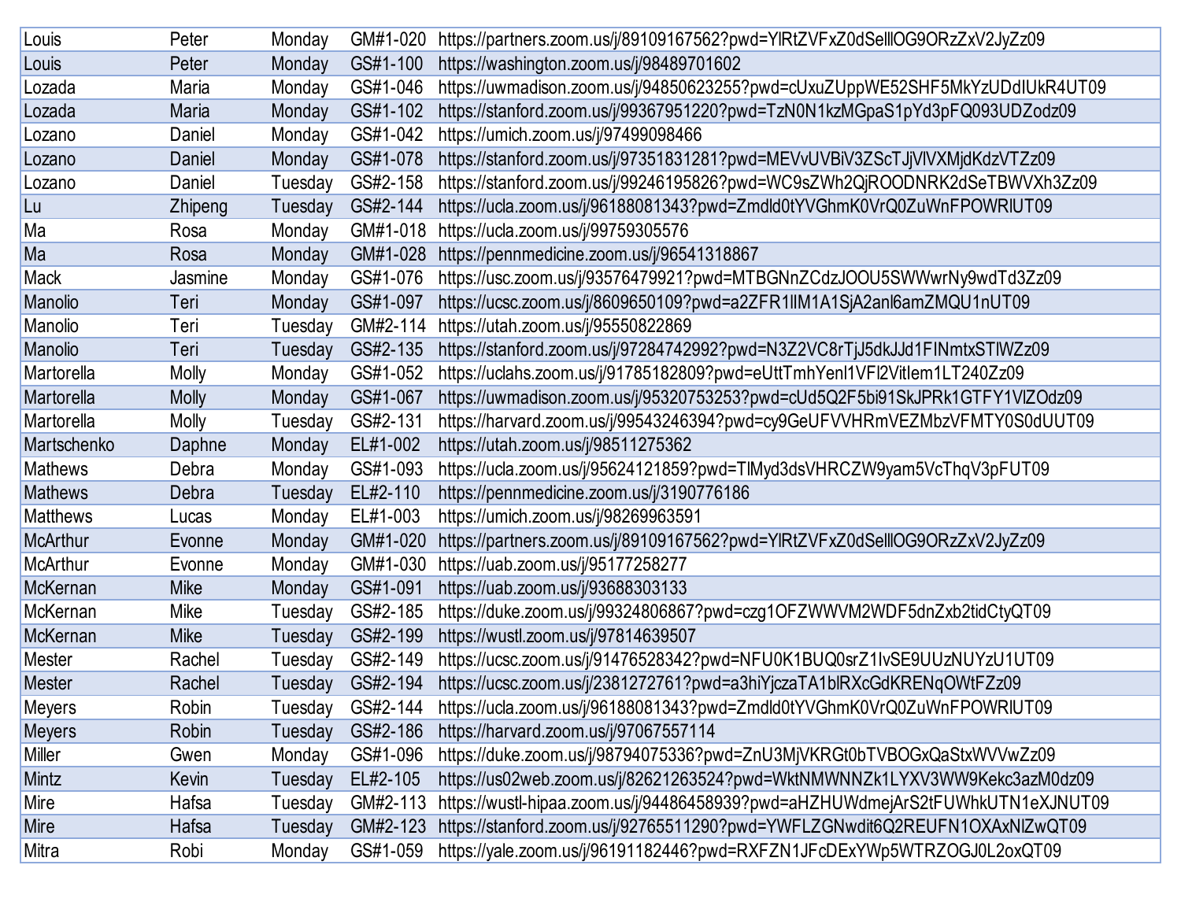| Louis | Peter | Monday | GM#1-020 | https://partners.zoom.us/j/89109167562?pwd=YlRtZVFxZ0dSelllOG9ORzZxV2JyZz09 |
|---|---|---|---|---|
| Louis | Peter | Monday | GS#1-100 | https://washington.zoom.us/j/98489701602 |
| Lozada | Maria | Monday | GS#1-046 | https://uwmadison.zoom.us/j/94850623255?pwd=cUxuZUppWE52SHF5MkYzUDdlUkR4UT09 |
| Lozada | Maria | Monday | GS#1-102 | https://stanford.zoom.us/j/99367951220?pwd=TzN0N1kzMGpaS1pYd3pFQ093UDZodz09 |
| Lozano | Daniel | Monday | GS#1-042 | https://umich.zoom.us/j/97499098466 |
| Lozano | Daniel | Monday | GS#1-078 | https://stanford.zoom.us/j/97351831281?pwd=MEVvUVBiV3ZScTJjVlVXMjdKdzVTZz09 |
| Lozano | Daniel | Tuesday | GS#2-158 | https://stanford.zoom.us/j/99246195826?pwd=WC9sZWh2QjROODNRK2dSeTBWVXh3Zz09 |
| Lu | Zhipeng | Tuesday | GS#2-144 | https://ucla.zoom.us/j/96188081343?pwd=Zmdld0tYVGhmK0VrQ0ZuWnFPOWRlUT09 |
| Ma | Rosa | Monday | GM#1-018 | https://ucla.zoom.us/j/99759305576 |
| Ma | Rosa | Monday | GM#1-028 | https://pennmedicine.zoom.us/j/96541318867 |
| Mack | Jasmine | Monday | GS#1-076 | https://usc.zoom.us/j/93576479921?pwd=MTBGNnZCdzJOOU5SWWwrNy9wdTd3Zz09 |
| Manolio | Teri | Monday | GS#1-097 | https://ucsc.zoom.us/j/8609650109?pwd=a2ZFR1lIM1A1SjA2anl6amZMQU1nUT09 |
| Manolio | Teri | Tuesday | GM#2-114 | https://utah.zoom.us/j/95550822869 |
| Manolio | Teri | Tuesday | GS#2-135 | https://stanford.zoom.us/j/97284742992?pwd=N3Z2VC8rTjJ5dkJJd1FINmtxSTlWZz09 |
| Martorella | Molly | Monday | GS#1-052 | https://uclahs.zoom.us/j/91785182809?pwd=eUttTmhYenl1VFl2VitIem1LT240Zz09 |
| Martorella | Molly | Monday | GS#1-067 | https://uwmadison.zoom.us/j/95320753253?pwd=cUd5Q2F5bi91SkJPRk1GTFY1VlZOdz09 |
| Martorella | Molly | Tuesday | GS#2-131 | https://harvard.zoom.us/j/99543246394?pwd=cy9GeUFVVHRmVEZMbzVFMTY0S0dUUT09 |
| Martschenko | Daphne | Monday | EL#1-002 | https://utah.zoom.us/j/98511275362 |
| Mathews | Debra | Monday | GS#1-093 | https://ucla.zoom.us/j/95624121859?pwd=TlMyd3dsVHRCZW9yam5VcThqV3pFUT09 |
| Mathews | Debra | Tuesday | EL#2-110 | https://pennmedicine.zoom.us/j/3190776186 |
| Matthews | Lucas | Monday | EL#1-003 | https://umich.zoom.us/j/98269963591 |
| McArthur | Evonne | Monday | GM#1-020 | https://partners.zoom.us/j/89109167562?pwd=YlRtZVFxZ0dSelllOG9ORzZxV2JyZz09 |
| McArthur | Evonne | Monday | GM#1-030 | https://uab.zoom.us/j/95177258277 |
| McKernan | Mike | Monday | GS#1-091 | https://uab.zoom.us/j/93688303133 |
| McKernan | Mike | Tuesday | GS#2-185 | https://duke.zoom.us/j/99324806867?pwd=czg1OFZWWVM2WDF5dnZxb2tidCtyQT09 |
| McKernan | Mike | Tuesday | GS#2-199 | https://wustl.zoom.us/j/97814639507 |
| Mester | Rachel | Tuesday | GS#2-149 | https://ucsc.zoom.us/j/91476528342?pwd=NFU0K1BUQ0srZ1lvSE9UUzNUYzU1UT09 |
| Mester | Rachel | Tuesday | GS#2-194 | https://ucsc.zoom.us/j/2381272761?pwd=a3hiYjczaTA1blRXcGdKRENqOWtFZz09 |
| Meyers | Robin | Tuesday | GS#2-144 | https://ucla.zoom.us/j/96188081343?pwd=Zmdld0tYVGhmK0VrQ0ZuWnFPOWRlUT09 |
| Meyers | Robin | Tuesday | GS#2-186 | https://harvard.zoom.us/j/97067557114 |
| Miller | Gwen | Monday | GS#1-096 | https://duke.zoom.us/j/98794075336?pwd=ZnU3MjVKRGt0bTVBOGxQaStxWVVwZz09 |
| Mintz | Kevin | Tuesday | EL#2-105 | https://us02web.zoom.us/j/82621263524?pwd=WktNMWNNZk1LYXV3WW9Kekc3azM0dz09 |
| Mire | Hafsa | Tuesday | GM#2-113 | https://wustl-hipaa.zoom.us/j/94486458939?pwd=aHZHUWdmejArS2tFUWhkUTN1eXJNUT09 |
| Mire | Hafsa | Tuesday | GM#2-123 | https://stanford.zoom.us/j/92765511290?pwd=YWFLZGNwdit6Q2REUFN1OXAxNlZwQT09 |
| Mitra | Robi | Monday | GS#1-059 | https://yale.zoom.us/j/96191182446?pwd=RXFZN1JFcDExYWp5WTRZOGJ0L2oxQT09 |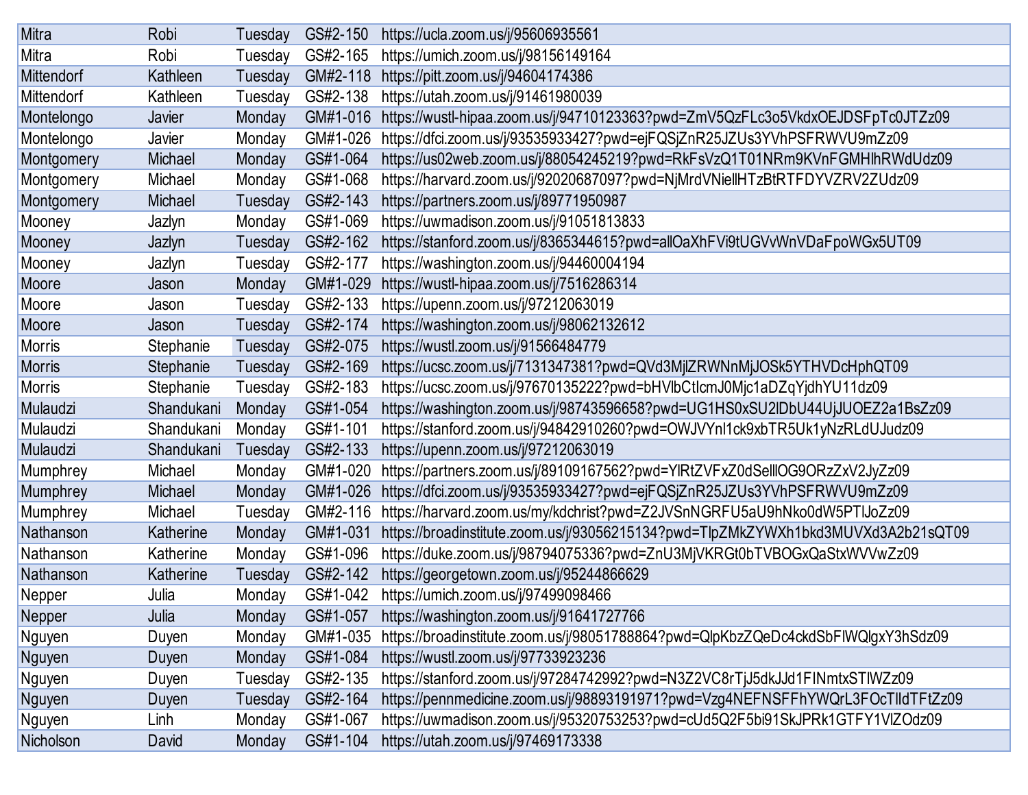| | | | | |
|---|---|---|---|---|
| Mitra | Robi | Tuesday | GS#2-150 | https://ucla.zoom.us/j/95606935561 |
| Mitra | Robi | Tuesday | GS#2-165 | https://umich.zoom.us/j/98156149164 |
| Mittendorf | Kathleen | Tuesday | GM#2-118 | https://pitt.zoom.us/j/94604174386 |
| Mittendorf | Kathleen | Tuesday | GS#2-138 | https://utah.zoom.us/j/91461980039 |
| Montelongo | Javier | Monday | GM#1-016 | https://wustl-hipaa.zoom.us/j/94710123363?pwd=ZmV5QzFLc3o5VkdxOEJDSFpTc0JTZz09 |
| Montelongo | Javier | Monday | GM#1-026 | https://dfci.zoom.us/j/93535933427?pwd=ejFQSjZnR25JZUs3YVhPSFRWVU9mZz09 |
| Montgomery | Michael | Monday | GS#1-064 | https://us02web.zoom.us/j/88054245219?pwd=RkFsVzQ1T01NRm9KVnFGMHlhRWdUdz09 |
| Montgomery | Michael | Monday | GS#1-068 | https://harvard.zoom.us/j/92020687097?pwd=NjMrdVNiellHTzBtRTFDYVZRV2ZUdz09 |
| Montgomery | Michael | Tuesday | GS#2-143 | https://partners.zoom.us/j/89771950987 |
| Mooney | Jazlyn | Monday | GS#1-069 | https://uwmadison.zoom.us/j/91051813833 |
| Mooney | Jazlyn | Tuesday | GS#2-162 | https://stanford.zoom.us/j/8365344615?pwd=allOaXhFVi9tUGVvWnVDaFpoWGx5UT09 |
| Mooney | Jazlyn | Tuesday | GS#2-177 | https://washington.zoom.us/j/94460004194 |
| Moore | Jason | Monday | GM#1-029 | https://wustl-hipaa.zoom.us/j/7516286314 |
| Moore | Jason | Tuesday | GS#2-133 | https://upenn.zoom.us/j/97212063019 |
| Moore | Jason | Tuesday | GS#2-174 | https://washington.zoom.us/j/98062132612 |
| Morris | Stephanie | Tuesday | GS#2-075 | https://wustl.zoom.us/j/91566484779 |
| Morris | Stephanie | Tuesday | GS#2-169 | https://ucsc.zoom.us/j/7131347381?pwd=QVd3MjlZRWNnMjJOSk5YTHVDcHphQT09 |
| Morris | Stephanie | Tuesday | GS#2-183 | https://ucsc.zoom.us/j/97670135222?pwd=bHVlbCtIcmJ0Mjc1aDZqYjdhYU11dz09 |
| Mulaudzi | Shandukani | Monday | GS#1-054 | https://washington.zoom.us/j/98743596658?pwd=UG1HS0xSU2lDbU44UjJUOEZ2a1BsZz09 |
| Mulaudzi | Shandukani | Monday | GS#1-101 | https://stanford.zoom.us/j/94842910260?pwd=OWJVYnl1ck9xbTR5Uk1yNzRLdUJudz09 |
| Mulaudzi | Shandukani | Tuesday | GS#2-133 | https://upenn.zoom.us/j/97212063019 |
| Mumphrey | Michael | Monday | GM#1-020 | https://partners.zoom.us/j/89109167562?pwd=YlRtZVFxZ0dSelllOG9ORzZxV2JyZz09 |
| Mumphrey | Michael | Monday | GM#1-026 | https://dfci.zoom.us/j/93535933427?pwd=ejFQSjZnR25JZUs3YVhPSFRWVU9mZz09 |
| Mumphrey | Michael | Tuesday | GM#2-116 | https://harvard.zoom.us/my/kdchrist?pwd=Z2JVSnNGRFU5aU9hNko0dW5PTlJoZz09 |
| Nathanson | Katherine | Monday | GM#1-031 | https://broadinstitute.zoom.us/j/93056215134?pwd=TlpZMkZYWXh1bkd3MUVXd3A2b21sQT09 |
| Nathanson | Katherine | Monday | GS#1-096 | https://duke.zoom.us/j/98794075336?pwd=ZnU3MjVKRGt0bTVBOGxQaStxWVVwZz09 |
| Nathanson | Katherine | Tuesday | GS#2-142 | https://georgetown.zoom.us/j/95244866629 |
| Nepper | Julia | Monday | GS#1-042 | https://umich.zoom.us/j/97499098466 |
| Nepper | Julia | Monday | GS#1-057 | https://washington.zoom.us/j/91641727766 |
| Nguyen | Duyen | Monday | GM#1-035 | https://broadinstitute.zoom.us/j/98051788864?pwd=QlpKbzZQeDc4ckdSbFlWQlgxY3hSdz09 |
| Nguyen | Duyen | Monday | GS#1-084 | https://wustl.zoom.us/j/97733923236 |
| Nguyen | Duyen | Tuesday | GS#2-135 | https://stanford.zoom.us/j/97284742992?pwd=N3Z2VC8rTjJ5dkJJd1FINmtxSTlWZz09 |
| Nguyen | Duyen | Tuesday | GS#2-164 | https://pennmedicine.zoom.us/j/98893191971?pwd=Vzg4NEFNSFFhYWQrL3FOcTlldTFtZz09 |
| Nguyen | Linh | Monday | GS#1-067 | https://uwmadison.zoom.us/j/95320753253?pwd=cUd5Q2F5bi91SkJPRk1GTFY1VlZOdz09 |
| Nicholson | David | Monday | GS#1-104 | https://utah.zoom.us/j/97469173338 |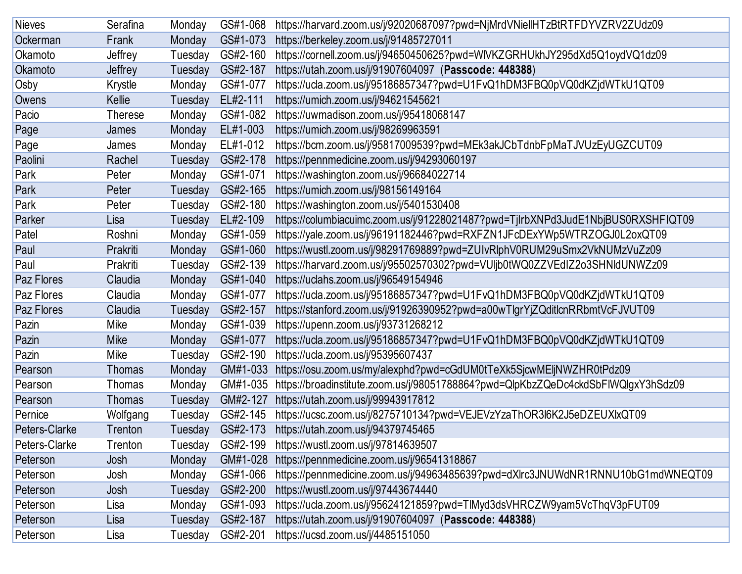| | | | | |
|---|---|---|---|---|
| Nieves | Serafina | Monday | GS#1-068 | https://harvard.zoom.us/j/92020687097?pwd=NjMrdVNiellHTzBtRTFDYVZRV2ZUdz09 |
| Ockerman | Frank | Monday | GS#1-073 | https://berkeley.zoom.us/j/91485727011 |
| Okamoto | Jeffrey | Tuesday | GS#2-160 | https://cornell.zoom.us/j/94650450625?pwd=WlVKZGRHUkhJY295dXd5Q1oydVQ1dz09 |
| Okamoto | Jeffrey | Tuesday | GS#2-187 | https://utah.zoom.us/j/91907604097 (**Passcode: 448388**) |
| Osby | Krystle | Monday | GS#1-077 | https://ucla.zoom.us/j/95186857347?pwd=U1FvQ1hDM3FBQ0pVQ0dKZjdWTkU1QT09 |
| Owens | Kellie | Tuesday | EL#2-111 | https://umich.zoom.us/j/94621545621 |
| Pacio | Therese | Monday | GS#1-082 | https://uwmadison.zoom.us/j/95418068147 |
| Page | James | Monday | EL#1-003 | https://umich.zoom.us/j/98269963591 |
| Page | James | Monday | EL#1-012 | https://bcm.zoom.us/j/95817009539?pwd=MEk3akJCbTdnbFpMaTJVUzEyUGZCUT09 |
| Paolini | Rachel | Tuesday | GS#2-178 | https://pennmedicine.zoom.us/j/94293060197 |
| Park | Peter | Monday | GS#1-071 | https://washington.zoom.us/j/96684022714 |
| Park | Peter | Tuesday | GS#2-165 | https://umich.zoom.us/j/98156149164 |
| Park | Peter | Tuesday | GS#2-180 | https://washington.zoom.us/j/5401530408 |
| Parker | Lisa | Tuesday | EL#2-109 | https://columbiacuimc.zoom.us/j/91228021487?pwd=TjlrbXNPd3JudE1NbjBUS0RXSHFIQT09 |
| Patel | Roshni | Monday | GS#1-059 | https://yale.zoom.us/j/96191182446?pwd=RXFZN1JFcDExYWp5WTRZOGJ0L2oxQT09 |
| Paul | Prakriti | Monday | GS#1-060 | https://wustl.zoom.us/j/98291769889?pwd=ZUIvRlphV0RUM29uSmx2VkNUMzVuZz09 |
| Paul | Prakriti | Tuesday | GS#2-139 | https://harvard.zoom.us/j/95502570302?pwd=VUljb0tWQ0ZZVEdIZ2o3SHNldUNWZz09 |
| Paz Flores | Claudia | Monday | GS#1-040 | https://uclahs.zoom.us/j/96549154946 |
| Paz Flores | Claudia | Monday | GS#1-077 | https://ucla.zoom.us/j/95186857347?pwd=U1FvQ1hDM3FBQ0pVQ0dKZjdWTkU1QT09 |
| Paz Flores | Claudia | Tuesday | GS#2-157 | https://stanford.zoom.us/j/91926390952?pwd=a00wTlgrYjZQditlcnRRbmtVcFJVUT09 |
| Pazin | Mike | Monday | GS#1-039 | https://upenn.zoom.us/j/93731268212 |
| Pazin | Mike | Monday | GS#1-077 | https://ucla.zoom.us/j/95186857347?pwd=U1FvQ1hDM3FBQ0pVQ0dKZjdWTkU1QT09 |
| Pazin | Mike | Tuesday | GS#2-190 | https://ucla.zoom.us/j/95395607437 |
| Pearson | Thomas | Monday | GM#1-033 | https://osu.zoom.us/my/alexphd?pwd=cGdUM0tTeXk5SjcwMEljNWZHR0tPdz09 |
| Pearson | Thomas | Monday | GM#1-035 | https://broadinstitute.zoom.us/j/98051788864?pwd=QlpKbzZQeDc4ckdSbFlWQlgxY3hSdz09 |
| Pearson | Thomas | Tuesday | GM#2-127 | https://utah.zoom.us/j/99943917812 |
| Pernice | Wolfgang | Tuesday | GS#2-145 | https://ucsc.zoom.us/j/8275710134?pwd=VEJEVzYzaThOR3l6K2J5eDZEUXlxQT09 |
| Peters-Clarke | Trenton | Tuesday | GS#2-173 | https://utah.zoom.us/j/94379745465 |
| Peters-Clarke | Trenton | Tuesday | GS#2-199 | https://wustl.zoom.us/j/97814639507 |
| Peterson | Josh | Monday | GM#1-028 | https://pennmedicine.zoom.us/j/96541318867 |
| Peterson | Josh | Monday | GS#1-066 | https://pennmedicine.zoom.us/j/94963485639?pwd=dXlrc3JNUWdNR1RNNU10bG1mdWNEQT09 |
| Peterson | Josh | Tuesday | GS#2-200 | https://wustl.zoom.us/j/97443674440 |
| Peterson | Lisa | Monday | GS#1-093 | https://ucla.zoom.us/j/95624121859?pwd=TlMyd3dsVHRCZW9yam5VcThqV3pFUT09 |
| Peterson | Lisa | Tuesday | GS#2-187 | https://utah.zoom.us/j/91907604097 (**Passcode: 448388**) |
| Peterson | Lisa | Tuesday | GS#2-201 | https://ucsd.zoom.us/j/4485151050 |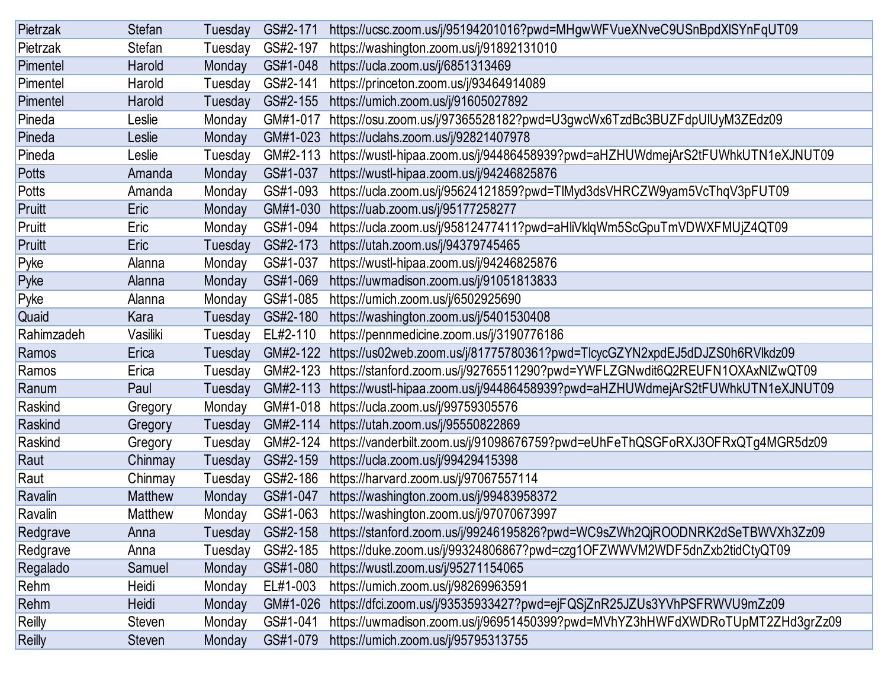| | | | | |
|---|---|---|---|---|
| Pietrzak | Stefan | Tuesday | GS#2-171 | https://ucsc.zoom.us/j/95194201016?pwd=MHgwWFVueXNveC9USnBpdXlSYnFqUT09 |
| Pietrzak | Stefan | Tuesday | GS#2-197 | https://washington.zoom.us/j/91892131010 |
| Pimentel | Harold | Monday | GS#1-048 | https://ucla.zoom.us/j/6851313469 |
| Pimentel | Harold | Tuesday | GS#2-141 | https://princeton.zoom.us/j/93464914089 |
| Pimentel | Harold | Tuesday | GS#2-155 | https://umich.zoom.us/j/91605027892 |
| Pineda | Leslie | Monday | GM#1-017 | https://osu.zoom.us/j/97365528182?pwd=U3gwcWx6TzdBc3BUZFdpUlUyM3ZEdz09 |
| Pineda | Leslie | Monday | GM#1-023 | https://uclahs.zoom.us/j/92821407978 |
| Pineda | Leslie | Tuesday | GM#2-113 | https://wustl-hipaa.zoom.us/j/94486458939?pwd=aHZHUWdmejArS2tFUWhkUTN1eXJNUT09 |
| Potts | Amanda | Monday | GS#1-037 | https://wustl-hipaa.zoom.us/j/94246825876 |
| Potts | Amanda | Monday | GS#1-093 | https://ucla.zoom.us/j/95624121859?pwd=TlMyd3dsVHRCZW9yam5VcThqV3pFUT09 |
| Pruitt | Eric | Monday | GM#1-030 | https://uab.zoom.us/j/95177258277 |
| Pruitt | Eric | Monday | GS#1-094 | https://ucla.zoom.us/j/95812477411?pwd=aHliVklqWm5ScGpuTmVDWXFMUjZ4QT09 |
| Pruitt | Eric | Tuesday | GS#2-173 | https://utah.zoom.us/j/94379745465 |
| Pyke | Alanna | Monday | GS#1-037 | https://wustl-hipaa.zoom.us/j/94246825876 |
| Pyke | Alanna | Monday | GS#1-069 | https://uwmadison.zoom.us/j/91051813833 |
| Pyke | Alanna | Monday | GS#1-085 | https://umich.zoom.us/j/6502925690 |
| Quaid | Kara | Tuesday | GS#2-180 | https://washington.zoom.us/j/5401530408 |
| Rahimzadeh | Vasiliki | Tuesday | EL#2-110 | https://pennmedicine.zoom.us/j/3190776186 |
| Ramos | Erica | Tuesday | GM#2-122 | https://us02web.zoom.us/j/81775780361?pwd=TlcycGZYN2xpdEJ5dDJZS0h6RVlkdz09 |
| Ramos | Erica | Tuesday | GM#2-123 | https://stanford.zoom.us/j/92765511290?pwd=YWFLZGNwdit6Q2REUFN1OXAxNlZwQT09 |
| Ranum | Paul | Tuesday | GM#2-113 | https://wustl-hipaa.zoom.us/j/94486458939?pwd=aHZHUWdmejArS2tFUWhkUTN1eXJNUT09 |
| Raskind | Gregory | Monday | GM#1-018 | https://ucla.zoom.us/j/99759305576 |
| Raskind | Gregory | Tuesday | GM#2-114 | https://utah.zoom.us/j/95550822869 |
| Raskind | Gregory | Tuesday | GM#2-124 | https://vanderbilt.zoom.us/j/91098676759?pwd=eUhFeThQSGFoRXJ3OFRxQTg4MGR5dz09 |
| Raut | Chinmay | Tuesday | GS#2-159 | https://ucla.zoom.us/j/99429415398 |
| Raut | Chinmay | Tuesday | GS#2-186 | https://harvard.zoom.us/j/97067557114 |
| Ravalin | Matthew | Monday | GS#1-047 | https://washington.zoom.us/j/99483958372 |
| Ravalin | Matthew | Monday | GS#1-063 | https://washington.zoom.us/j/97070673997 |
| Redgrave | Anna | Tuesday | GS#2-158 | https://stanford.zoom.us/j/99246195826?pwd=WC9sZWh2QjROODNRK2dSeTBWVXh3Zz09 |
| Redgrave | Anna | Tuesday | GS#2-185 | https://duke.zoom.us/j/99324806867?pwd=czg1OFZWWVM2WDF5dnZxb2tidCtyQT09 |
| Regalado | Samuel | Monday | GS#1-080 | https://wustl.zoom.us/j/95271154065 |
| Rehm | Heidi | Monday | EL#1-003 | https://umich.zoom.us/j/98269963591 |
| Rehm | Heidi | Monday | GM#1-026 | https://dfci.zoom.us/j/93535933427?pwd=ejFQSjZnR25JZUs3YVhPSFRWVU9mZz09 |
| Reilly | Steven | Monday | GS#1-041 | https://uwmadison.zoom.us/j/96951450399?pwd=MVhYZ3hHWFdXWDRoTUpMT2ZHd3grZz09 |
| Reilly | Steven | Monday | GS#1-079 | https://umich.zoom.us/j/95795313755 |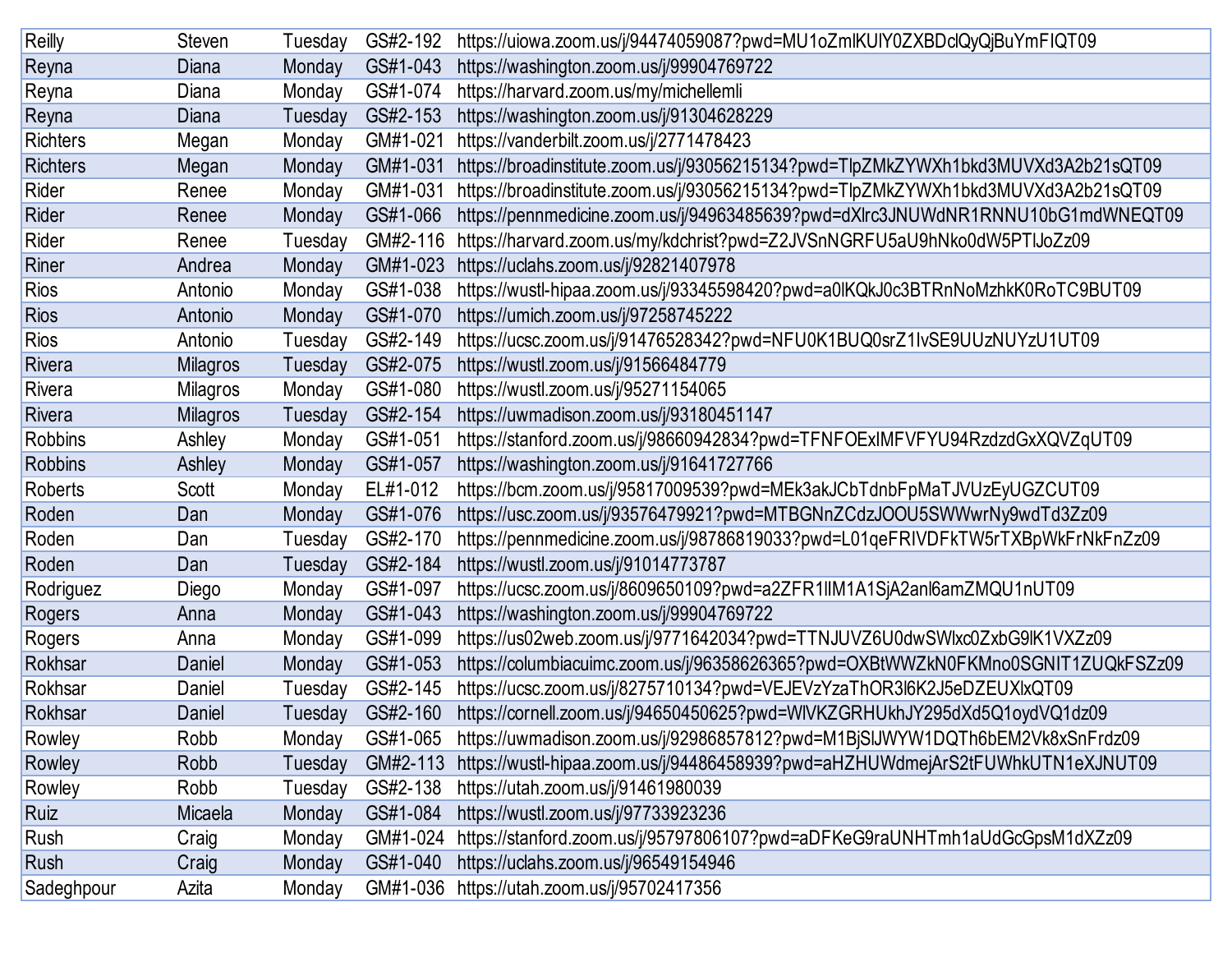| | | | | |
|---|---|---|---|---|
| Reilly | Steven | Tuesday | GS#2-192 | https://uiowa.zoom.us/j/94474059087?pwd=MU1oZmlKUlY0ZXBDclQyQjBuYmFIQT09 |
| Reyna | Diana | Monday | GS#1-043 | https://washington.zoom.us/j/99904769722 |
| Reyna | Diana | Monday | GS#1-074 | https://harvard.zoom.us/my/michellemli |
| Reyna | Diana | Tuesday | GS#2-153 | https://washington.zoom.us/j/91304628229 |
| Richters | Megan | Monday | GM#1-021 | https://vanderbilt.zoom.us/j/2771478423 |
| Richters | Megan | Monday | GM#1-031 | https://broadinstitute.zoom.us/j/93056215134?pwd=TlpZMkZYWXh1bkd3MUVXd3A2b21sQT09 |
| Rider | Renee | Monday | GM#1-031 | https://broadinstitute.zoom.us/j/93056215134?pwd=TlpZMkZYWXh1bkd3MUVXd3A2b21sQT09 |
| Rider | Renee | Monday | GS#1-066 | https://pennmedicine.zoom.us/j/94963485639?pwd=dXlrc3JNUWdNR1RNNU10bG1mdWNEQT09 |
| Rider | Renee | Tuesday | GM#2-116 | https://harvard.zoom.us/my/kdchrist?pwd=Z2JVSnNGRFU5aU9hNko0dW5PTlJoZz09 |
| Riner | Andrea | Monday | GM#1-023 | https://uclahs.zoom.us/j/92821407978 |
| Rios | Antonio | Monday | GS#1-038 | https://wustl-hipaa.zoom.us/j/93345598420?pwd=a0lKQkJ0c3BTRnNoMzhkK0RoTC9BUT09 |
| Rios | Antonio | Monday | GS#1-070 | https://umich.zoom.us/j/97258745222 |
| Rios | Antonio | Tuesday | GS#2-149 | https://ucsc.zoom.us/j/91476528342?pwd=NFU0K1BUQ0srZ1lvSE9UUzNUYzU1UT09 |
| Rivera | Milagros | Tuesday | GS#2-075 | https://wustl.zoom.us/j/91566484779 |
| Rivera | Milagros | Monday | GS#1-080 | https://wustl.zoom.us/j/95271154065 |
| Rivera | Milagros | Tuesday | GS#2-154 | https://uwmadison.zoom.us/j/93180451147 |
| Robbins | Ashley | Monday | GS#1-051 | https://stanford.zoom.us/j/98660942834?pwd=TFNFOExIMFVFYU94RzdzdGxXQVZqUT09 |
| Robbins | Ashley | Monday | GS#1-057 | https://washington.zoom.us/j/91641727766 |
| Roberts | Scott | Monday | EL#1-012 | https://bcm.zoom.us/j/95817009539?pwd=MEk3akJCbTdnbFpMaTJVUzEyUGZCUT09 |
| Roden | Dan | Monday | GS#1-076 | https://usc.zoom.us/j/93576479921?pwd=MTBGNnZCdzJOOU5SWWwrNy9wdTd3Zz09 |
| Roden | Dan | Tuesday | GS#2-170 | https://pennmedicine.zoom.us/j/98786819033?pwd=L01qeFRIVDFkTW5rTXBpWkFrNkFnZz09 |
| Roden | Dan | Tuesday | GS#2-184 | https://wustl.zoom.us/j/91014773787 |
| Rodriguez | Diego | Monday | GS#1-097 | https://ucsc.zoom.us/j/8609650109?pwd=a2ZFR1lIM1A1SjA2anl6amZMQU1nUT09 |
| Rogers | Anna | Monday | GS#1-043 | https://washington.zoom.us/j/99904769722 |
| Rogers | Anna | Monday | GS#1-099 | https://us02web.zoom.us/j/9771642034?pwd=TTNJUVZ6U0dwSWlxc0ZxbG9lK1VXZz09 |
| Rokhsar | Daniel | Monday | GS#1-053 | https://columbiacuimc.zoom.us/j/96358626365?pwd=OXBtWWZkN0FKMno0SGNIT1ZUQkFSZz09 |
| Rokhsar | Daniel | Tuesday | GS#2-145 | https://ucsc.zoom.us/j/8275710134?pwd=VEJEVzYzaThOR3l6K2J5eDZEUXlxQT09 |
| Rokhsar | Daniel | Tuesday | GS#2-160 | https://cornell.zoom.us/j/94650450625?pwd=WlVKZGRHUkhJY295dXd5Q1oydVQ1dz09 |
| Rowley | Robb | Monday | GS#1-065 | https://uwmadison.zoom.us/j/92986857812?pwd=M1BjSlJWYW1DQTh6bEM2Vk8xSnFrdz09 |
| Rowley | Robb | Tuesday | GM#2-113 | https://wustl-hipaa.zoom.us/j/94486458939?pwd=aHZHUWdmejArS2tFUWhkUTN1eXJNUT09 |
| Rowley | Robb | Tuesday | GS#2-138 | https://utah.zoom.us/j/91461980039 |
| Ruiz | Micaela | Monday | GS#1-084 | https://wustl.zoom.us/j/97733923236 |
| Rush | Craig | Monday | GM#1-024 | https://stanford.zoom.us/j/95797806107?pwd=aDFKeG9raUNHTmh1aUdGcGpsM1dXZz09 |
| Rush | Craig | Monday | GS#1-040 | https://uclahs.zoom.us/j/96549154946 |
| Sadeghpour | Azita | Monday | GM#1-036 | https://utah.zoom.us/j/95702417356 |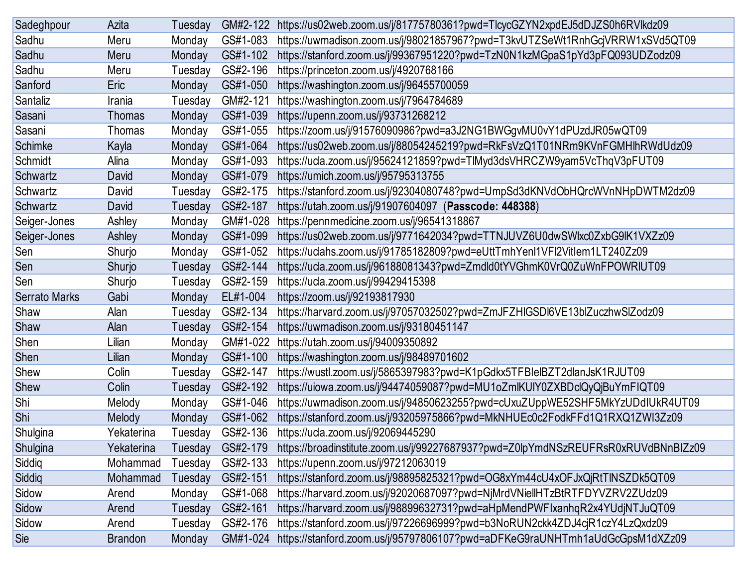| | | | | |
|---|---|---|---|---|
| Sadeghpour | Azita | Tuesday | GM#2-122 | https://us02web.zoom.us/j/81775780361?pwd=TlcycGZYN2xpdEJ5dDJZS0h6RVlkdz09 |
| Sadhu | Meru | Monday | GS#1-083 | https://uwmadison.zoom.us/j/98021857967?pwd=T3kvUTZSeWt1RnhGcjVRRW1xSVd5QT09 |
| Sadhu | Meru | Monday | GS#1-102 | https://stanford.zoom.us/j/99367951220?pwd=TzN0N1kzMGpaS1pYd3pFQ093UDZodz09 |
| Sadhu | Meru | Tuesday | GS#2-196 | https://princeton.zoom.us/j/4920768166 |
| Sanford | Eric | Monday | GS#1-050 | https://washington.zoom.us/j/96455700059 |
| Santaliz | Irania | Tuesday | GM#2-121 | https://washington.zoom.us/j/7964784689 |
| Sasani | Thomas | Monday | GS#1-039 | https://upenn.zoom.us/j/93731268212 |
| Sasani | Thomas | Monday | GS#1-055 | https://zoom.us/j/91576090986?pwd=a3J2NG1BWGgvMU0vY1dPUzdJR05wQT09 |
| Schimke | Kayla | Monday | GS#1-064 | https://us02web.zoom.us/j/88054245219?pwd=RkFsVzQ1T01NRm9KVnFGMHlhRWdUdz09 |
| Schmidt | Alina | Monday | GS#1-093 | https://ucla.zoom.us/j/95624121859?pwd=TlMyd3dsVHRCZW9yam5VcThqV3pFUT09 |
| Schwartz | David | Monday | GS#1-079 | https://umich.zoom.us/j/95795313755 |
| Schwartz | David | Tuesday | GS#2-175 | https://stanford.zoom.us/j/92304080748?pwd=UmpSd3dKNVdObHQrcWVnNHpDWTM2dz09 |
| Schwartz | David | Tuesday | GS#2-187 | https://utah.zoom.us/j/91907604097 (**Passcode: 448388**) |
| Seiger-Jones | Ashley | Monday | GM#1-028 | https://pennmedicine.zoom.us/j/96541318867 |
| Seiger-Jones | Ashley | Monday | GS#1-099 | https://us02web.zoom.us/j/9771642034?pwd=TTNJUVZ6U0dwSWlxc0ZxbG9lK1VXZz09 |
| Sen | Shurjo | Monday | GS#1-052 | https://uclahs.zoom.us/j/91785182809?pwd=eUttTmhYenl1VFl2VitIem1LT240Zz09 |
| Sen | Shurjo | Tuesday | GS#2-144 | https://ucla.zoom.us/j/96188081343?pwd=Zmdld0tYVGhmK0VrQ0ZuWnFPOWRlUT09 |
| Sen | Shurjo | Tuesday | GS#2-159 | https://ucla.zoom.us/j/99429415398 |
| Serrato Marks | Gabi | Monday | EL#1-004 | https://zoom.us/j/92193817930 |
| Shaw | Alan | Tuesday | GS#2-134 | https://harvard.zoom.us/j/97057032502?pwd=ZmJFZHlGSDl6VE13blZuczhwSlZodz09 |
| Shaw | Alan | Tuesday | GS#2-154 | https://uwmadison.zoom.us/j/93180451147 |
| Shen | Lilian | Monday | GM#1-022 | https://utah.zoom.us/j/94009350892 |
| Shen | Lilian | Monday | GS#1-100 | https://washington.zoom.us/j/98489701602 |
| Shew | Colin | Tuesday | GS#2-147 | https://wustl.zoom.us/j/5865397983?pwd=K1pGdkx5TFBIelBZT2dlanJsK1RJUT09 |
| Shew | Colin | Tuesday | GS#2-192 | https://uiowa.zoom.us/j/94474059087?pwd=MU1oZmlKUlY0ZXBDclQyQjBuYmFIQT09 |
| Shi | Melody | Monday | GS#1-046 | https://uwmadison.zoom.us/j/94850623255?pwd=cUxuZUppWE52SHF5MkYzUDdIUkR4UT09 |
| Shi | Melody | Monday | GS#1-062 | https://stanford.zoom.us/j/93205975866?pwd=MkNHUEc0c2FodkFFd1Q1RXQ1ZWI3Zz09 |
| Shulgina | Yekaterina | Tuesday | GS#2-136 | https://ucla.zoom.us/j/92069445290 |
| Shulgina | Yekaterina | Tuesday | GS#2-179 | https://broadinstitute.zoom.us/j/99227687937?pwd=Z0lpYmdNSzREUFRsR0xRUVdBNnBlZz09 |
| Siddiq | Mohammad | Tuesday | GS#2-133 | https://upenn.zoom.us/j/97212063019 |
| Siddiq | Mohammad | Tuesday | GS#2-151 | https://stanford.zoom.us/j/98895825321?pwd=OG8xYm44cU4xOFJxQjRtTlNSZDk5QT09 |
| Sidow | Arend | Monday | GS#1-068 | https://harvard.zoom.us/j/92020687097?pwd=NjMrdVNiellHTzBtRTFDYVZRV2ZUdz09 |
| Sidow | Arend | Tuesday | GS#2-161 | https://harvard.zoom.us/j/98899632731?pwd=aHpMendPWFlxanhqR2x4YUdjNTJuQT09 |
| Sidow | Arend | Tuesday | GS#2-176 | https://stanford.zoom.us/j/97226696999?pwd=b3NoRUN2ckk4ZDJ4cjR1czY4LzQxdz09 |
| Sie | Brandon | Monday | GM#1-024 | https://stanford.zoom.us/j/95797806107?pwd=aDFKeG9raUNHTmh1aUdGcGpsM1dXZz09 |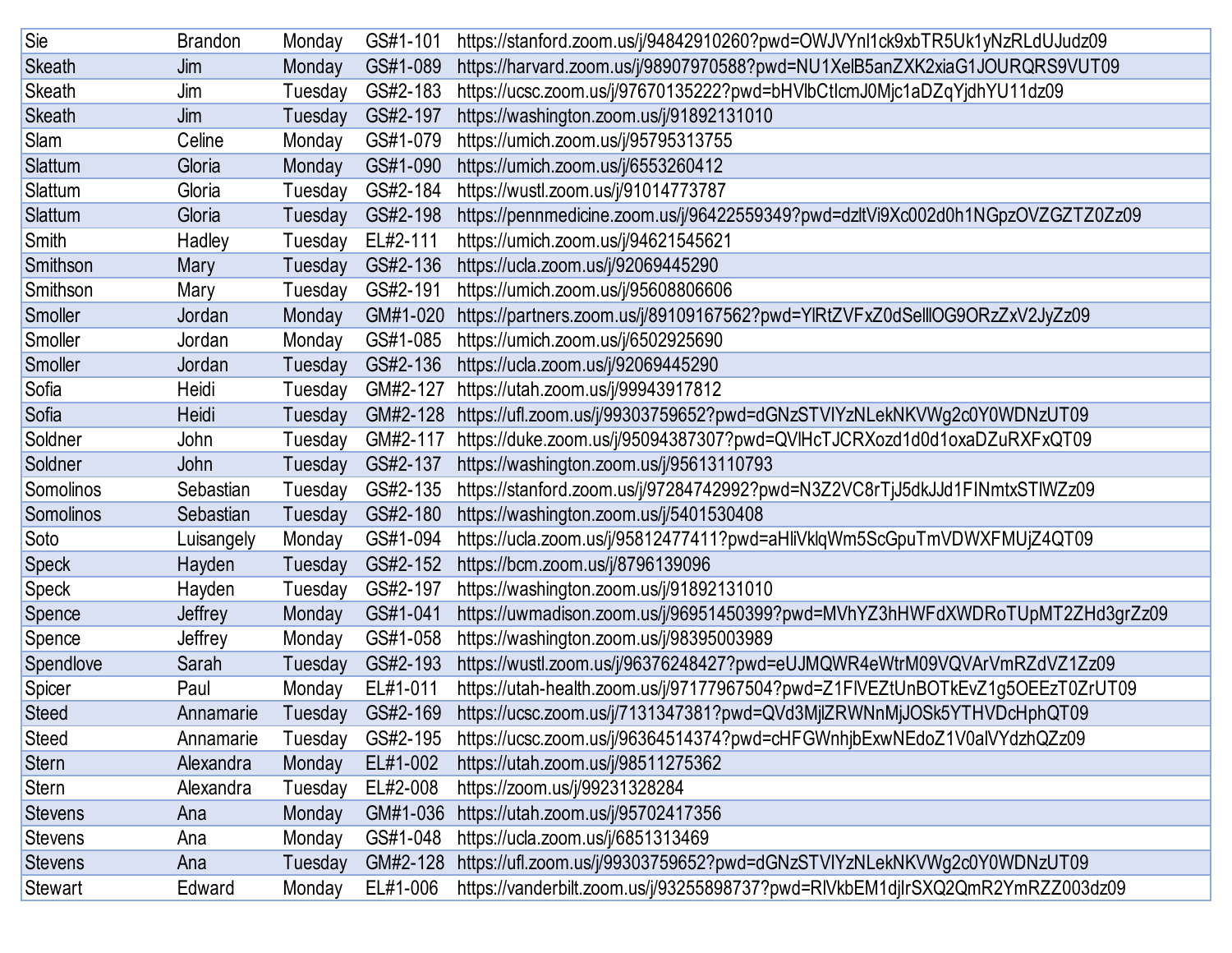| | | | | |
|---|---|---|---|---|
| Sie | Brandon | Monday | GS#1-101 | https://stanford.zoom.us/j/94842910260?pwd=OWJVYnl1ck9xbTR5Uk1yNzRLdUJudz09 |
| Skeath | Jim | Monday | GS#1-089 | https://harvard.zoom.us/j/98907970588?pwd=NU1XelB5anZXK2xiaG1JOURQRS9VUT09 |
| Skeath | Jim | Tuesday | GS#2-183 | https://ucsc.zoom.us/j/97670135222?pwd=bHVlbCtIcmJ0Mjc1aDZqYjdhYU11dz09 |
| Skeath | Jim | Tuesday | GS#2-197 | https://washington.zoom.us/j/91892131010 |
| Slam | Celine | Monday | GS#1-079 | https://umich.zoom.us/j/95795313755 |
| Slattum | Gloria | Monday | GS#1-090 | https://umich.zoom.us/j/6553260412 |
| Slattum | Gloria | Tuesday | GS#2-184 | https://wustl.zoom.us/j/91014773787 |
| Slattum | Gloria | Tuesday | GS#2-198 | https://pennmedicine.zoom.us/j/96422559349?pwd=dzltVi9Xc002d0h1NGpzOVZGZTZ0Zz09 |
| Smith | Hadley | Tuesday | EL#2-111 | https://umich.zoom.us/j/94621545621 |
| Smithson | Mary | Tuesday | GS#2-136 | https://ucla.zoom.us/j/92069445290 |
| Smithson | Mary | Tuesday | GS#2-191 | https://umich.zoom.us/j/95608806606 |
| Smoller | Jordan | Monday | GM#1-020 | https://partners.zoom.us/j/89109167562?pwd=YlRtZVFxZ0dSelllOG9ORzZxV2JyZz09 |
| Smoller | Jordan | Monday | GS#1-085 | https://umich.zoom.us/j/6502925690 |
| Smoller | Jordan | Tuesday | GS#2-136 | https://ucla.zoom.us/j/92069445290 |
| Sofia | Heidi | Tuesday | GM#2-127 | https://utah.zoom.us/j/99943917812 |
| Sofia | Heidi | Tuesday | GM#2-128 | https://ufl.zoom.us/j/99303759652?pwd=dGNzSTVIYzNLekNKVWg2c0Y0WDNzUT09 |
| Soldner | John | Tuesday | GM#2-117 | https://duke.zoom.us/j/95094387307?pwd=QVlHcTJCRXozd1d0d1oxaDZuRXFxQT09 |
| Soldner | John | Tuesday | GS#2-137 | https://washington.zoom.us/j/95613110793 |
| Somolinos | Sebastian | Tuesday | GS#2-135 | https://stanford.zoom.us/j/97284742992?pwd=N3Z2VC8rTjJ5dkJJd1FINmtxSTlWZz09 |
| Somolinos | Sebastian | Tuesday | GS#2-180 | https://washington.zoom.us/j/5401530408 |
| Soto | Luisangely | Monday | GS#1-094 | https://ucla.zoom.us/j/95812477411?pwd=aHliVklqWm5ScGpuTmVDWXFMUjZ4QT09 |
| Speck | Hayden | Tuesday | GS#2-152 | https://bcm.zoom.us/j/8796139096 |
| Speck | Hayden | Tuesday | GS#2-197 | https://washington.zoom.us/j/91892131010 |
| Spence | Jeffrey | Monday | GS#1-041 | https://uwmadison.zoom.us/j/96951450399?pwd=MVhYZ3hHWFdXWDRoTUpMT2ZHd3grZz09 |
| Spence | Jeffrey | Monday | GS#1-058 | https://washington.zoom.us/j/98395003989 |
| Spendlove | Sarah | Tuesday | GS#2-193 | https://wustl.zoom.us/j/96376248427?pwd=eUJMQWR4eWtrM09VQVArVmRZdVZ1Zz09 |
| Spicer | Paul | Monday | EL#1-011 | https://utah-health.zoom.us/j/97177967504?pwd=Z1FIVEZtUnBOTkEvZ1g5OEEzT0ZrUT09 |
| Steed | Annamarie | Tuesday | GS#2-169 | https://ucsc.zoom.us/j/7131347381?pwd=QVd3MjlZRWNnMjJOSk5YTHVDcHphQT09 |
| Steed | Annamarie | Tuesday | GS#2-195 | https://ucsc.zoom.us/j/96364514374?pwd=cHFGWnhjbExwNEdoZ1V0alVYdzhQZz09 |
| Stern | Alexandra | Monday | EL#1-002 | https://utah.zoom.us/j/98511275362 |
| Stern | Alexandra | Tuesday | EL#2-008 | https://zoom.us/j/99231328284 |
| Stevens | Ana | Monday | GM#1-036 | https://utah.zoom.us/j/95702417356 |
| Stevens | Ana | Monday | GS#1-048 | https://ucla.zoom.us/j/6851313469 |
| Stevens | Ana | Tuesday | GM#2-128 | https://ufl.zoom.us/j/99303759652?pwd=dGNzSTVIYzNLekNKVWg2c0Y0WDNzUT09 |
| Stewart | Edward | Monday | EL#1-006 | https://vanderbilt.zoom.us/j/93255898737?pwd=RlVkbEM1djlrSXQ2QmR2YmRZZ003dz09 |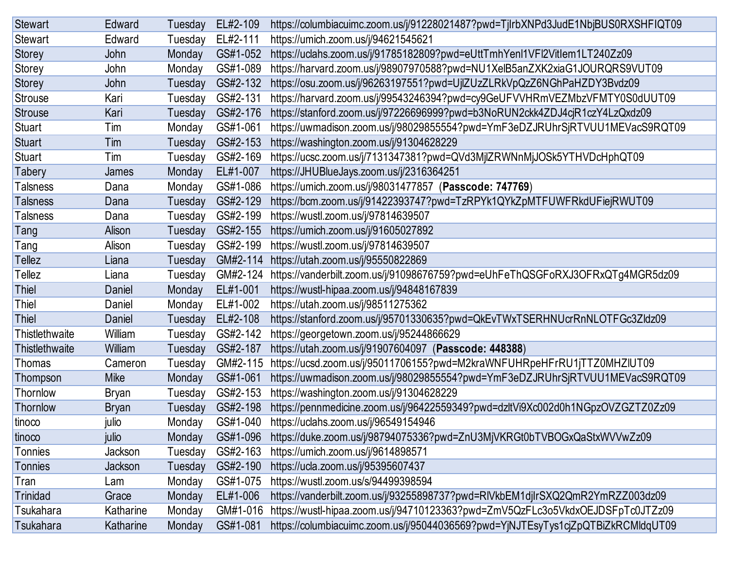| Stewart | Edward | Tuesday | EL#2-109 | https://columbiacuimc.zoom.us/j/91228021487?pwd=TjIrbXNPd3JudE1NbjBUS0RXSHFIQT09 |
|---|---|---|---|---|
| Stewart | Edward | Tuesday | EL#2-111 | https://umich.zoom.us/j/94621545621 |
| Storey | John | Monday | GS#1-052 | https://uclahs.zoom.us/j/91785182809?pwd=eUttTmhYenl1VFl2VitIem1LT240Zz09 |
| Storey | John | Monday | GS#1-089 | https://harvard.zoom.us/j/98907970588?pwd=NU1XelB5anZXK2xiaG1JOURQRS9VUT09 |
| Storey | John | Tuesday | GS#2-132 | https://osu.zoom.us/j/96263197551?pwd=UjlZUzZLRkVpQzZ6NGhPaHZDY3Bvdz09 |
| Strouse | Kari | Tuesday | GS#2-131 | https://harvard.zoom.us/j/99543246394?pwd=cy9GeUFVVHRmVEZMbzVFMTY0S0dUUT09 |
| Strouse | Kari | Tuesday | GS#2-176 | https://stanford.zoom.us/j/97226696999?pwd=b3NoRUN2ckk4ZDJ4cjR1czY4LzQxdz09 |
| Stuart | Tim | Monday | GS#1-061 | https://uwmadison.zoom.us/j/98029855554?pwd=YmF3eDZJRUhrSjRTVUU1MEVacS9RQT09 |
| Stuart | Tim | Tuesday | GS#2-153 | https://washington.zoom.us/j/91304628229 |
| Stuart | Tim | Tuesday | GS#2-169 | https://ucsc.zoom.us/j/7131347381?pwd=QVd3MjlZRWNnMjJOSk5YTHVDcHphQT09 |
| Tabery | James | Monday | EL#1-007 | https://JHUBlueJays.zoom.us/j/2316364251 |
| Talsness | Dana | Monday | GS#1-086 | https://umich.zoom.us/j/98031477857 (**Passcode: 747769**) |
| Talsness | Dana | Tuesday | GS#2-129 | https://bcm.zoom.us/j/91422393747?pwd=TzRPYk1QYkZpMTFUWFRkdUFiejRWUT09 |
| Talsness | Dana | Tuesday | GS#2-199 | https://wustl.zoom.us/j/97814639507 |
| Tang | Alison | Tuesday | GS#2-155 | https://umich.zoom.us/j/91605027892 |
| Tang | Alison | Tuesday | GS#2-199 | https://wustl.zoom.us/j/97814639507 |
| Tellez | Liana | Tuesday | GM#2-114 | https://utah.zoom.us/j/95550822869 |
| Tellez | Liana | Tuesday | GM#2-124 | https://vanderbilt.zoom.us/j/91098676759?pwd=eUhFeThQSGFoRXJ3OFRxQTg4MGR5dz09 |
| Thiel | Daniel | Monday | EL#1-001 | https://wustl-hipaa.zoom.us/j/94848167839 |
| Thiel | Daniel | Monday | EL#1-002 | https://utah.zoom.us/j/98511275362 |
| Thiel | Daniel | Tuesday | EL#2-108 | https://stanford.zoom.us/j/95701330635?pwd=QkEvTWxTSERHNUcrRnNLOTFGc3Zldz09 |
| Thistlethwaite | William | Tuesday | GS#2-142 | https://georgetown.zoom.us/j/95244866629 |
| Thistlethwaite | William | Tuesday | GS#2-187 | https://utah.zoom.us/j/91907604097 (**Passcode: 448388**) |
| Thomas | Cameron | Tuesday | GM#2-115 | https://ucsd.zoom.us/j/95011706155?pwd=M2kraWNFUHRpeHFrRU1jTTZ0MHZlUT09 |
| Thompson | Mike | Monday | GS#1-061 | https://uwmadison.zoom.us/j/98029855554?pwd=YmF3eDZJRUhrSjRTVUU1MEVacS9RQT09 |
| Thornlow | Bryan | Tuesday | GS#2-153 | https://washington.zoom.us/j/91304628229 |
| Thornlow | Bryan | Tuesday | GS#2-198 | https://pennmedicine.zoom.us/j/96422559349?pwd=dzltVi9Xc002d0h1NGpzOVZGZTZ0Zz09 |
| tinoco | julio | Monday | GS#1-040 | https://uclahs.zoom.us/j/96549154946 |
| tinoco | julio | Monday | GS#1-096 | https://duke.zoom.us/j/98794075336?pwd=ZnU3MjVKRGt0bTVBOGxQaStxWVVwZz09 |
| Tonnies | Jackson | Tuesday | GS#2-163 | https://umich.zoom.us/j/9614898571 |
| Tonnies | Jackson | Tuesday | GS#2-190 | https://ucla.zoom.us/j/95395607437 |
| Tran | Lam | Monday | GS#1-075 | https://wustl.zoom.us/s/94499398594 |
| Trinidad | Grace | Monday | EL#1-006 | https://vanderbilt.zoom.us/j/93255898737?pwd=RlVkbEM1djlrSXQ2QmR2YmRZZ003dz09 |
| Tsukahara | Katharine | Monday | GM#1-016 | https://wustl-hipaa.zoom.us/j/94710123363?pwd=ZmV5QzFLc3o5VkdxOEJDSFpTc0JTZz09 |
| Tsukahara | Katharine | Monday | GS#1-081 | https://columbiacuimc.zoom.us/j/95044036569?pwd=YjNJTEsyTys1cjZpQTBiZkRCMldqUT09 |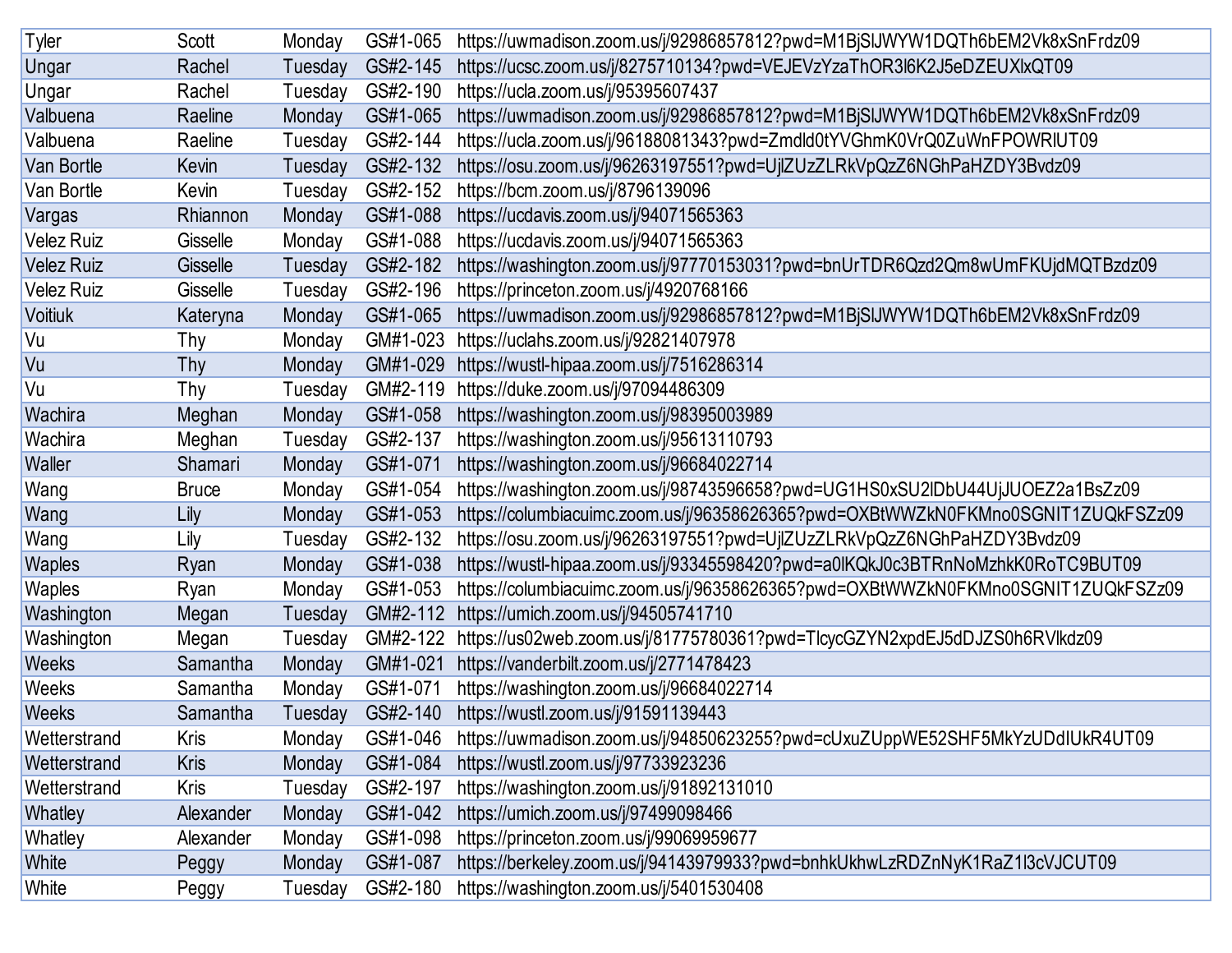| Tyler | Scott | Monday | GS#1-065 | https://uwmadison.zoom.us/j/92986857812?pwd=M1BjSlJWYW1DQTh6bEM2Vk8xSnFrdz09 |
|---|---|---|---|---|
| Ungar | Rachel | Tuesday | GS#2-145 | https://ucsc.zoom.us/j/8275710134?pwd=VEJEVzYzaThOR3l6K2J5eDZEUXlxQT09 |
| Ungar | Rachel | Tuesday | GS#2-190 | https://ucla.zoom.us/j/95395607437 |
| Valbuena | Raeline | Monday | GS#1-065 | https://uwmadison.zoom.us/j/92986857812?pwd=M1BjSlJWYW1DQTh6bEM2Vk8xSnFrdz09 |
| Valbuena | Raeline | Tuesday | GS#2-144 | https://ucla.zoom.us/j/96188081343?pwd=Zmdld0tYVGhmK0VrQ0ZuWnFPOWRlUT09 |
| Van Bortle | Kevin | Tuesday | GS#2-132 | https://osu.zoom.us/j/96263197551?pwd=UjlZUzZLRkVpQzZ6NGhPaHZDY3Bvdz09 |
| Van Bortle | Kevin | Tuesday | GS#2-152 | https://bcm.zoom.us/j/8796139096 |
| Vargas | Rhiannon | Monday | GS#1-088 | https://ucdavis.zoom.us/j/94071565363 |
| Velez Ruiz | Gisselle | Monday | GS#1-088 | https://ucdavis.zoom.us/j/94071565363 |
| Velez Ruiz | Gisselle | Tuesday | GS#2-182 | https://washington.zoom.us/j/97770153031?pwd=bnUrTDR6Qzd2Qm8wUmFKUjdMQTBzdz09 |
| Velez Ruiz | Gisselle | Tuesday | GS#2-196 | https://princeton.zoom.us/j/4920768166 |
| Voitiuk | Kateryna | Monday | GS#1-065 | https://uwmadison.zoom.us/j/92986857812?pwd=M1BjSlJWYW1DQTh6bEM2Vk8xSnFrdz09 |
| Vu | Thy | Monday | GM#1-023 | https://uclahs.zoom.us/j/92821407978 |
| Vu | Thy | Monday | GM#1-029 | https://wustl-hipaa.zoom.us/j/7516286314 |
| Vu | Thy | Tuesday | GM#2-119 | https://duke.zoom.us/j/97094486309 |
| Wachira | Meghan | Monday | GS#1-058 | https://washington.zoom.us/j/98395003989 |
| Wachira | Meghan | Tuesday | GS#2-137 | https://washington.zoom.us/j/95613110793 |
| Waller | Shamari | Monday | GS#1-071 | https://washington.zoom.us/j/96684022714 |
| Wang | Bruce | Monday | GS#1-054 | https://washington.zoom.us/j/98743596658?pwd=UG1HS0xSU2lDbU44UjJUOEZ2a1BsZz09 |
| Wang | Lily | Monday | GS#1-053 | https://columbiacuimc.zoom.us/j/96358626365?pwd=OXBtWWZkN0FKMno0SGNIT1ZUQkFSZz09 |
| Wang | Lily | Tuesday | GS#2-132 | https://osu.zoom.us/j/96263197551?pwd=UjlZUzZLRkVpQzZ6NGhPaHZDY3Bvdz09 |
| Waples | Ryan | Monday | GS#1-038 | https://wustl-hipaa.zoom.us/j/93345598420?pwd=a0lKQkJ0c3BTRnNoMzhkK0RoTC9BUT09 |
| Waples | Ryan | Monday | GS#1-053 | https://columbiacuimc.zoom.us/j/96358626365?pwd=OXBtWWZkN0FKMno0SGNIT1ZUQkFSZz09 |
| Washington | Megan | Tuesday | GM#2-112 | https://umich.zoom.us/j/94505741710 |
| Washington | Megan | Tuesday | GM#2-122 | https://us02web.zoom.us/j/81775780361?pwd=TlcycGZYN2xpdEJ5dDJZS0h6RVlkdz09 |
| Weeks | Samantha | Monday | GM#1-021 | https://vanderbilt.zoom.us/j/2771478423 |
| Weeks | Samantha | Monday | GS#1-071 | https://washington.zoom.us/j/96684022714 |
| Weeks | Samantha | Tuesday | GS#2-140 | https://wustl.zoom.us/j/91591139443 |
| Wetterstrand | Kris | Monday | GS#1-046 | https://uwmadison.zoom.us/j/94850623255?pwd=cUxuZUppWE52SHF5MkYzUDdIUkR4UT09 |
| Wetterstrand | Kris | Monday | GS#1-084 | https://wustl.zoom.us/j/97733923236 |
| Wetterstrand | Kris | Tuesday | GS#2-197 | https://washington.zoom.us/j/91892131010 |
| Whatley | Alexander | Monday | GS#1-042 | https://umich.zoom.us/j/97499098466 |
| Whatley | Alexander | Monday | GS#1-098 | https://princeton.zoom.us/j/99069959677 |
| White | Peggy | Monday | GS#1-087 | https://berkeley.zoom.us/j/94143979933?pwd=bnhkUkhwLzRDZnNyK1RaZ1l3cVJCUT09 |
| White | Peggy | Tuesday | GS#2-180 | https://washington.zoom.us/j/5401530408 |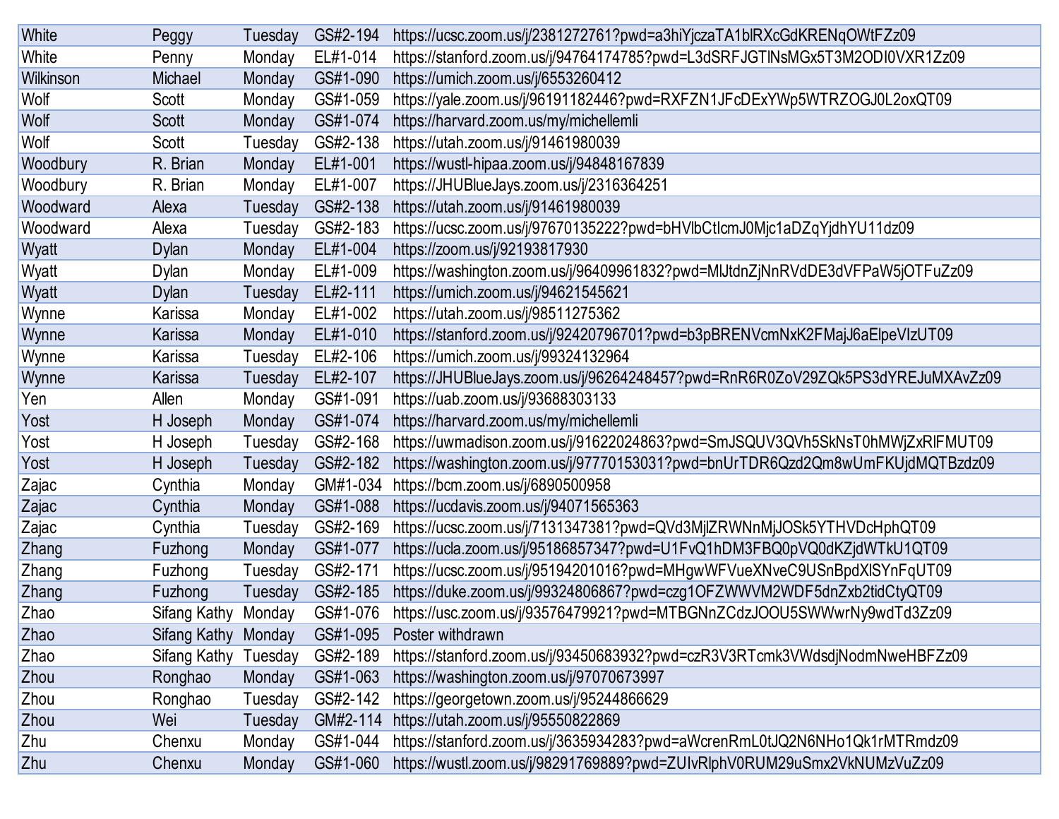| | | | | |
|---|---|---|---|---|
| White | Peggy | Tuesday | GS#2-194 | https://ucsc.zoom.us/j/2381272761?pwd=a3hiYjczaTA1blRXcGdKRENqOWtFZz09 |
| White | Penny | Monday | EL#1-014 | https://stanford.zoom.us/j/94764174785?pwd=L3dSRFJGTlNsMGx5T3M2ODI0VXR1Zz09 |
| Wilkinson | Michael | Monday | GS#1-090 | https://umich.zoom.us/j/6553260412 |
| Wolf | Scott | Monday | GS#1-059 | https://yale.zoom.us/j/96191182446?pwd=RXFZN1JFcDExYWp5WTRZOGJ0L2oxQT09 |
| Wolf | Scott | Monday | GS#1-074 | https://harvard.zoom.us/my/michellemli |
| Wolf | Scott | Tuesday | GS#2-138 | https://utah.zoom.us/j/91461980039 |
| Woodbury | R. Brian | Monday | EL#1-001 | https://wustl-hipaa.zoom.us/j/94848167839 |
| Woodbury | R. Brian | Monday | EL#1-007 | https://JHUBlueJays.zoom.us/j/2316364251 |
| Woodward | Alexa | Tuesday | GS#2-138 | https://utah.zoom.us/j/91461980039 |
| Woodward | Alexa | Tuesday | GS#2-183 | https://ucsc.zoom.us/j/97670135222?pwd=bHVlbCtIcmJ0Mjc1aDZqYjdhYU11dz09 |
| Wyatt | Dylan | Monday | EL#1-004 | https://zoom.us/j/92193817930 |
| Wyatt | Dylan | Monday | EL#1-009 | https://washington.zoom.us/j/96409961832?pwd=MlJtdnZjNnRVdDE3dVFPaW5jOTFuZz09 |
| Wyatt | Dylan | Tuesday | EL#2-111 | https://umich.zoom.us/j/94621545621 |
| Wynne | Karissa | Monday | EL#1-002 | https://utah.zoom.us/j/98511275362 |
| Wynne | Karissa | Monday | EL#1-010 | https://stanford.zoom.us/j/92420796701?pwd=b3pBRENVcmNxK2FMajJ6aElpeVIzUT09 |
| Wynne | Karissa | Tuesday | EL#2-106 | https://umich.zoom.us/j/99324132964 |
| Wynne | Karissa | Tuesday | EL#2-107 | https://JHUBlueJays.zoom.us/j/96264248457?pwd=RnR6R0ZoV29ZQk5PS3dYREJuMXAvZz09 |
| Yen | Allen | Monday | GS#1-091 | https://uab.zoom.us/j/93688303133 |
| Yost | H Joseph | Monday | GS#1-074 | https://harvard.zoom.us/my/michellemli |
| Yost | H Joseph | Tuesday | GS#2-168 | https://uwmadison.zoom.us/j/91622024863?pwd=SmJSQUV3QVh5SkNsT0hMWjZxRlFMUT09 |
| Yost | H Joseph | Tuesday | GS#2-182 | https://washington.zoom.us/j/97770153031?pwd=bnUrTDR6Qzd2Qm8wUmFKUjdMQTBzdz09 |
| Zajac | Cynthia | Monday | GM#1-034 | https://bcm.zoom.us/j/6890500958 |
| Zajac | Cynthia | Monday | GS#1-088 | https://ucdavis.zoom.us/j/94071565363 |
| Zajac | Cynthia | Tuesday | GS#2-169 | https://ucsc.zoom.us/j/7131347381?pwd=QVd3MjlZRWNnMjJOSk5YTHVDcHphQT09 |
| Zhang | Fuzhong | Monday | GS#1-077 | https://ucla.zoom.us/j/95186857347?pwd=U1FvQ1hDM3FBQ0pVQ0dKZjdWTkU1QT09 |
| Zhang | Fuzhong | Tuesday | GS#2-171 | https://ucsc.zoom.us/j/95194201016?pwd=MHgwWFVueXNveC9USnBpdXlSYnFqUT09 |
| Zhang | Fuzhong | Tuesday | GS#2-185 | https://duke.zoom.us/j/99324806867?pwd=czg1OFZWWVM2WDF5dnZxb2tidCtyQT09 |
| Zhao | Sifang Kathy | Monday | GS#1-076 | https://usc.zoom.us/j/93576479921?pwd=MTBGNnZCdzJOOU5SWWwrNy9wdTd3Zz09 |
| Zhao | Sifang Kathy | Monday | GS#1-095 | Poster withdrawn |
| Zhao | Sifang Kathy | Tuesday | GS#2-189 | https://stanford.zoom.us/j/93450683932?pwd=czR3V3RTcmk3VWdsdjNodmNweHBFZz09 |
| Zhou | Ronghao | Monday | GS#1-063 | https://washington.zoom.us/j/97070673997 |
| Zhou | Ronghao | Tuesday | GS#2-142 | https://georgetown.zoom.us/j/95244866629 |
| Zhou | Wei | Tuesday | GM#2-114 | https://utah.zoom.us/j/95550822869 |
| Zhu | Chenxu | Monday | GS#1-044 | https://stanford.zoom.us/j/3635934283?pwd=aWcrenRmL0tJQ2N6NHo1Qk1rMTRmdz09 |
| Zhu | Chenxu | Monday | GS#1-060 | https://wustl.zoom.us/j/98291769889?pwd=ZUIvRlphV0RUM29uSmx2VkNUMzVuZz09 |